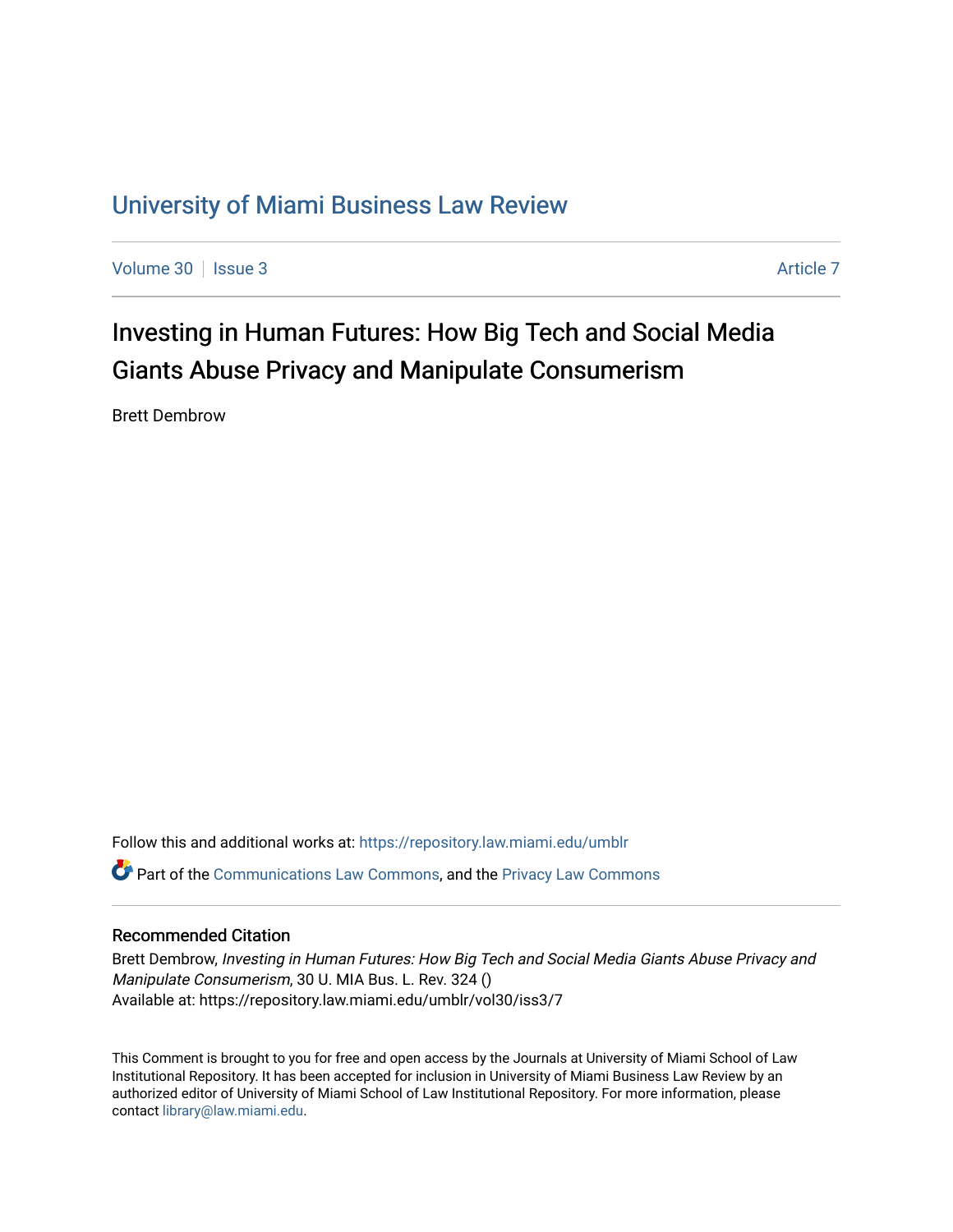# University of Miami Business Law Review

Volume 30 | Issue 3 | Article 7

## Investing in Human Futures: How Big Tech and Social Media Giants Abuse Privacy and Manipulate Consumerism

Brett Dembrow

Follow this and additional works at: https://repository.law.miami.edu/umblr

Part of the Communications Law Commons, and the Privacy Law Commons

### Recommended Citation

Brett Dembrow, *Investing in Human Futures: How Big Tech and Social Media Giants Abuse Privacy and Manipulate Consumerism*, 30 U. MIA Bus. L. Rev. 324 ()
Available at: https://repository.law.miami.edu/umblr/vol30/iss3/7

This Comment is brought to you for free and open access by the Journals at University of Miami School of Law Institutional Repository. It has been accepted for inclusion in University of Miami Business Law Review by an authorized editor of University of Miami School of Law Institutional Repository. For more information, please contact library@law.miami.edu.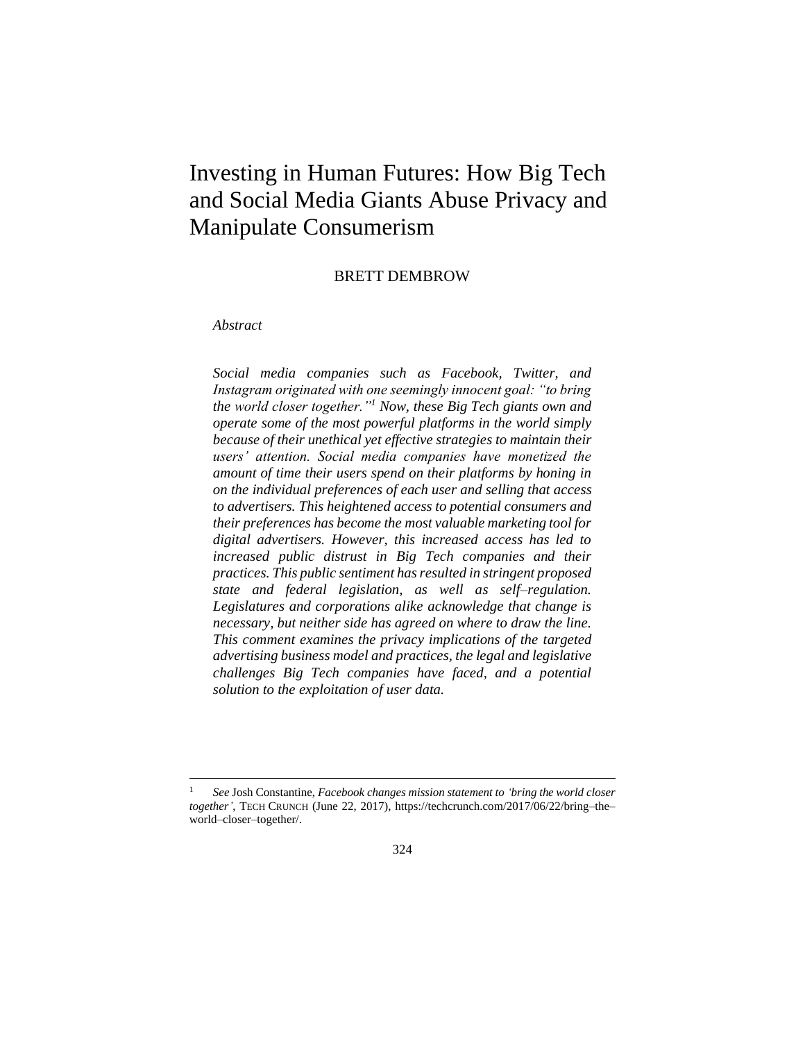// Investing in Human Futures: How Big Tech and Social Media Giants Abuse Privacy and Manipulate Consumerism

BRETT DEMBROW

*Abstract*

*Social media companies such as Facebook, Twitter, and Instagram originated with one seemingly innocent goal: "to bring the world closer together."[1] Now, these Big Tech giants own and operate some of the most powerful platforms in the world simply because of their unethical yet effective strategies to maintain their users' attention. Social media companies have monetized the amount of time their users spend on their platforms by honing in on the individual preferences of each user and selling that access to advertisers. This heightened access to potential consumers and their preferences has become the most valuable marketing tool for digital advertisers. However, this increased access has led to increased public distrust in Big Tech companies and their practices. This public sentiment has resulted in stringent proposed state and federal legislation, as well as self–regulation. Legislatures and corporations alike acknowledge that change is necessary, but neither side has agreed on where to draw the line. This comment examines the privacy implications of the targeted advertising business model and practices, the legal and legislative challenges Big Tech companies have faced, and a potential solution to the exploitation of user data.*

---

[1] *See* Josh Constantine, *Facebook changes mission statement to 'bring the world closer together'*, TECH CRUNCH (June 22, 2017), https://techcrunch.com/2017/06/22/bring–the–world–closer–together/.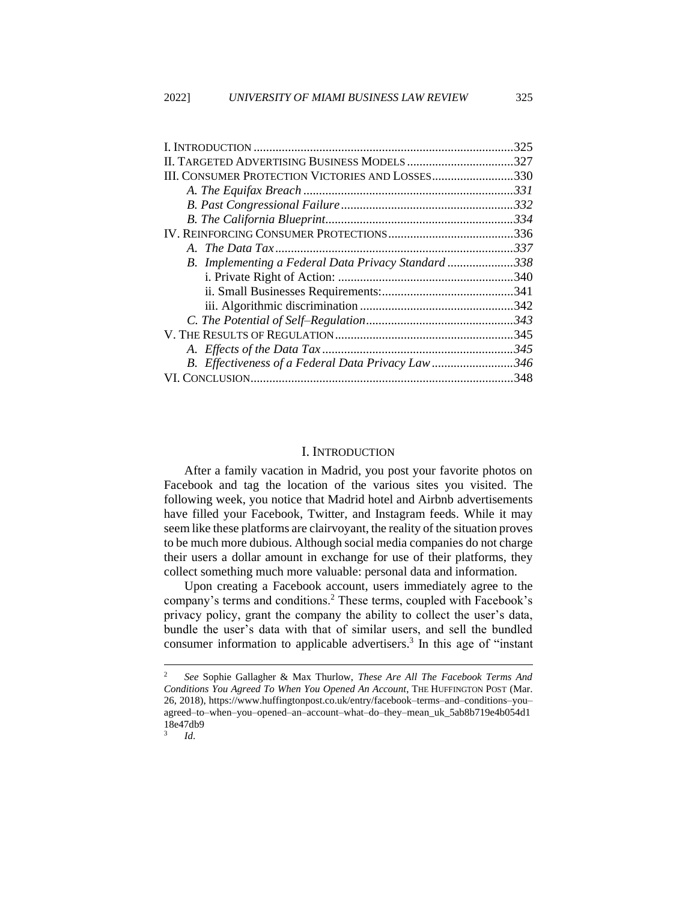| | |
|---|---|
| I. INTRODUCTION | 325 |
| II. TARGETED ADVERTISING BUSINESS MODELS | 327 |
| III. CONSUMER PROTECTION VICTORIES AND LOSSES | 330 |
| *A. The Equifax Breach* | *331* |
| *B. Past Congressional Failure* | *332* |
| *B. The California Blueprint* | *334* |
| IV. REINFORCING CONSUMER PROTECTIONS | 336 |
| *A. The Data Tax* | *337* |
| *B. Implementing a Federal Data Privacy Standard* | *338* |
| i. Private Right of Action: | 340 |
| ii. Small Businesses Requirements: | 341 |
| iii. Algorithmic discrimination | 342 |
| *C. The Potential of Self–Regulation* | *343* |
| V. THE RESULTS OF REGULATION | 345 |
| *A. Effects of the Data Tax* | *345* |
| *B. Effectiveness of a Federal Data Privacy Law* | *346* |
| VI. CONCLUSION | 348 |

## I. INTRODUCTION

After a family vacation in Madrid, you post your favorite photos on Facebook and tag the location of the various sites you visited. The following week, you notice that Madrid hotel and Airbnb advertisements have filled your Facebook, Twitter, and Instagram feeds. While it may seem like these platforms are clairvoyant, the reality of the situation proves to be much more dubious. Although social media companies do not charge their users a dollar amount in exchange for use of their platforms, they collect something much more valuable: personal data and information.

Upon creating a Facebook account, users immediately agree to the company's terms and conditions.[2] These terms, coupled with Facebook's privacy policy, grant the company the ability to collect the user's data, bundle the user's data with that of similar users, and sell the bundled consumer information to applicable advertisers.[3] In this age of "instant

---

[2] *See* Sophie Gallagher & Max Thurlow, *These Are All The Facebook Terms And Conditions You Agreed To When You Opened An Account*, THE HUFFINGTON POST (Mar. 26, 2018), https://www.huffingtonpost.co.uk/entry/facebook–terms–and–conditions–you–agreed–to–when–you–opened–an–account–what–do–they–mean_uk_5ab8b719e4b054d118e47db9

[3] *Id.*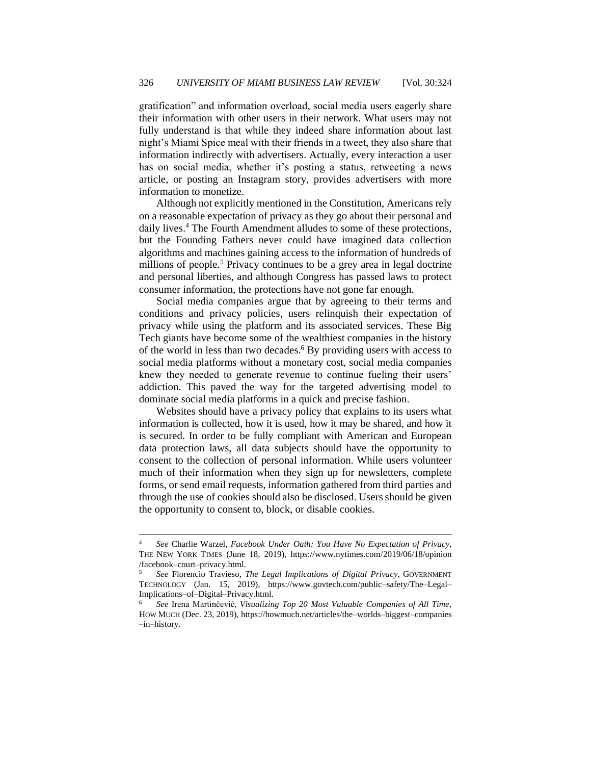gratification" and information overload, social media users eagerly share their information with other users in their network. What users may not fully understand is that while they indeed share information about last night's Miami Spice meal with their friends in a tweet, they also share that information indirectly with advertisers. Actually, every interaction a user has on social media, whether it's posting a status, retweeting a news article, or posting an Instagram story, provides advertisers with more information to monetize.

Although not explicitly mentioned in the Constitution, Americans rely on a reasonable expectation of privacy as they go about their personal and daily lives.[4] The Fourth Amendment alludes to some of these protections, but the Founding Fathers never could have imagined data collection algorithms and machines gaining access to the information of hundreds of millions of people.[5] Privacy continues to be a grey area in legal doctrine and personal liberties, and although Congress has passed laws to protect consumer information, the protections have not gone far enough.

Social media companies argue that by agreeing to their terms and conditions and privacy policies, users relinquish their expectation of privacy while using the platform and its associated services. These Big Tech giants have become some of the wealthiest companies in the history of the world in less than two decades.[6] By providing users with access to social media platforms without a monetary cost, social media companies knew they needed to generate revenue to continue fueling their users' addiction. This paved the way for the targeted advertising model to dominate social media platforms in a quick and precise fashion.

Websites should have a privacy policy that explains to its users what information is collected, how it is used, how it may be shared, and how it is secured. In order to be fully compliant with American and European data protection laws, all data subjects should have the opportunity to consent to the collection of personal information. While users volunteer much of their information when they sign up for newsletters, complete forms, or send email requests, information gathered from third parties and through the use of cookies should also be disclosed. Users should be given the opportunity to consent to, block, or disable cookies.

---

[4] *See* Charlie Warzel, *Facebook Under Oath: You Have No Expectation of Privacy*, THE NEW YORK TIMES (June 18, 2019), https://www.nytimes.com/2019/06/18/opinion/facebook–court–privacy.html.

[5] *See* Florencio Travieso, *The Legal Implications of Digital Privacy*, GOVERNMENT TECHNOLOGY (Jan. 15, 2019), https://www.govtech.com/public–safety/The–Legal–Implications–of–Digital–Privacy.html.

[6] *See* Irena Martinčević, *Visualizing Top 20 Most Valuable Companies of All Time*, HOW MUCH (Dec. 23, 2019), https://howmuch.net/articles/the–worlds–biggest–companies–in–history.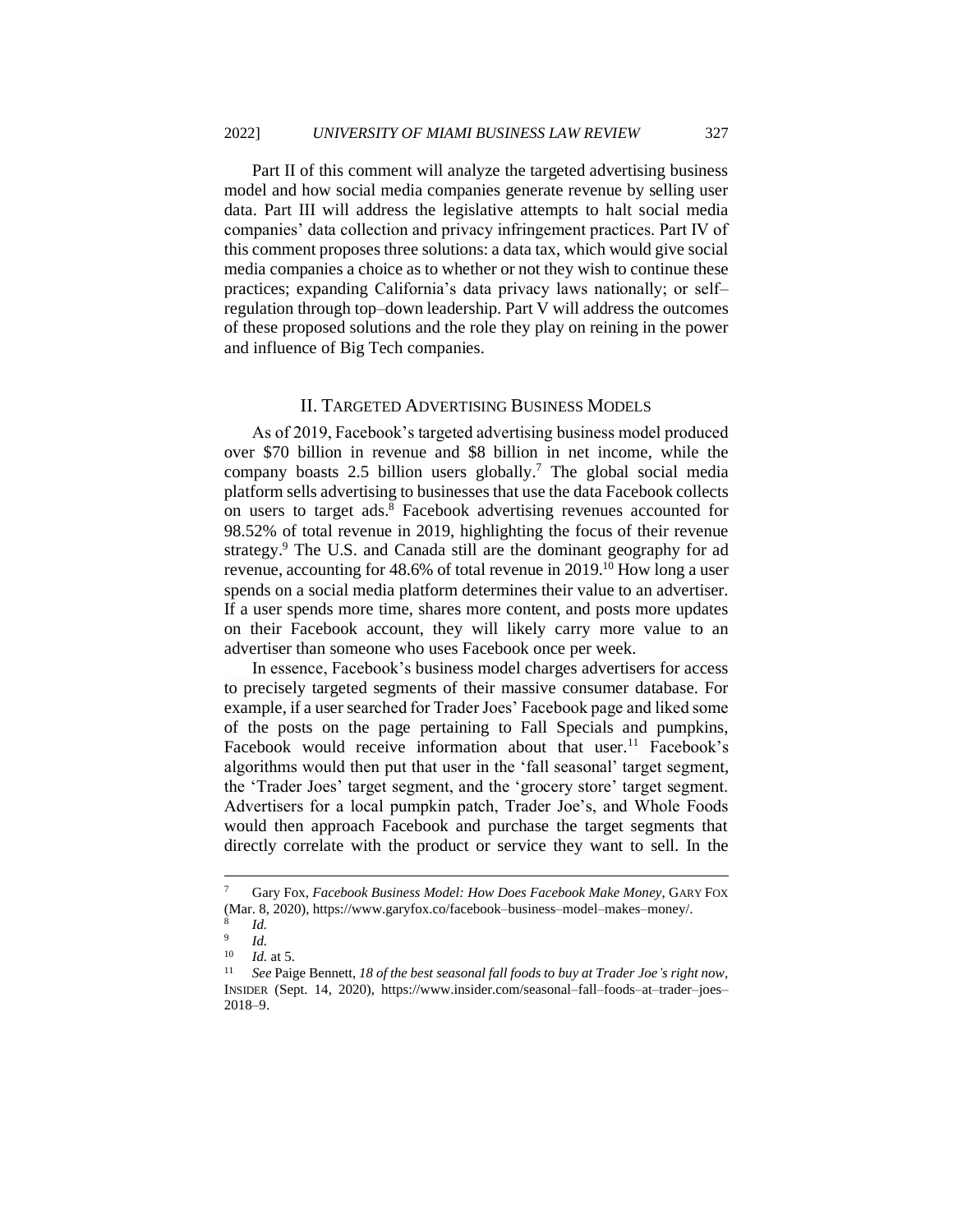Part II of this comment will analyze the targeted advertising business model and how social media companies generate revenue by selling user data. Part III will address the legislative attempts to halt social media companies' data collection and privacy infringement practices. Part IV of this comment proposes three solutions: a data tax, which would give social media companies a choice as to whether or not they wish to continue these practices; expanding California's data privacy laws nationally; or self–regulation through top–down leadership. Part V will address the outcomes of these proposed solutions and the role they play on reining in the power and influence of Big Tech companies.

## II. TARGETED ADVERTISING BUSINESS MODELS

As of 2019, Facebook's targeted advertising business model produced over $70 billion in revenue and $8 billion in net income, while the company boasts 2.5 billion users globally.[7] The global social media platform sells advertising to businesses that use the data Facebook collects on users to target ads.[8] Facebook advertising revenues accounted for 98.52% of total revenue in 2019, highlighting the focus of their revenue strategy.[9] The U.S. and Canada still are the dominant geography for ad revenue, accounting for 48.6% of total revenue in 2019.[10] How long a user spends on a social media platform determines their value to an advertiser. If a user spends more time, shares more content, and posts more updates on their Facebook account, they will likely carry more value to an advertiser than someone who uses Facebook once per week.

In essence, Facebook's business model charges advertisers for access to precisely targeted segments of their massive consumer database. For example, if a user searched for Trader Joes' Facebook page and liked some of the posts on the page pertaining to Fall Specials and pumpkins, Facebook would receive information about that user.[11] Facebook's algorithms would then put that user in the 'fall seasonal' target segment, the 'Trader Joes' target segment, and the 'grocery store' target segment. Advertisers for a local pumpkin patch, Trader Joe's, and Whole Foods would then approach Facebook and purchase the target segments that directly correlate with the product or service they want to sell. In the

---

[7] Gary Fox, *Facebook Business Model: How Does Facebook Make Money*, GARY FOX (Mar. 8, 2020), https://www.garyfox.co/facebook–business–model–makes–money/.

[8] *Id.*

[9] *Id.*

[10] *Id.* at 5.

[11] *See* Paige Bennett, *18 of the best seasonal fall foods to buy at Trader Joe's right now*, INSIDER (Sept. 14, 2020), https://www.insider.com/seasonal–fall–foods–at–trader–joes–2018–9.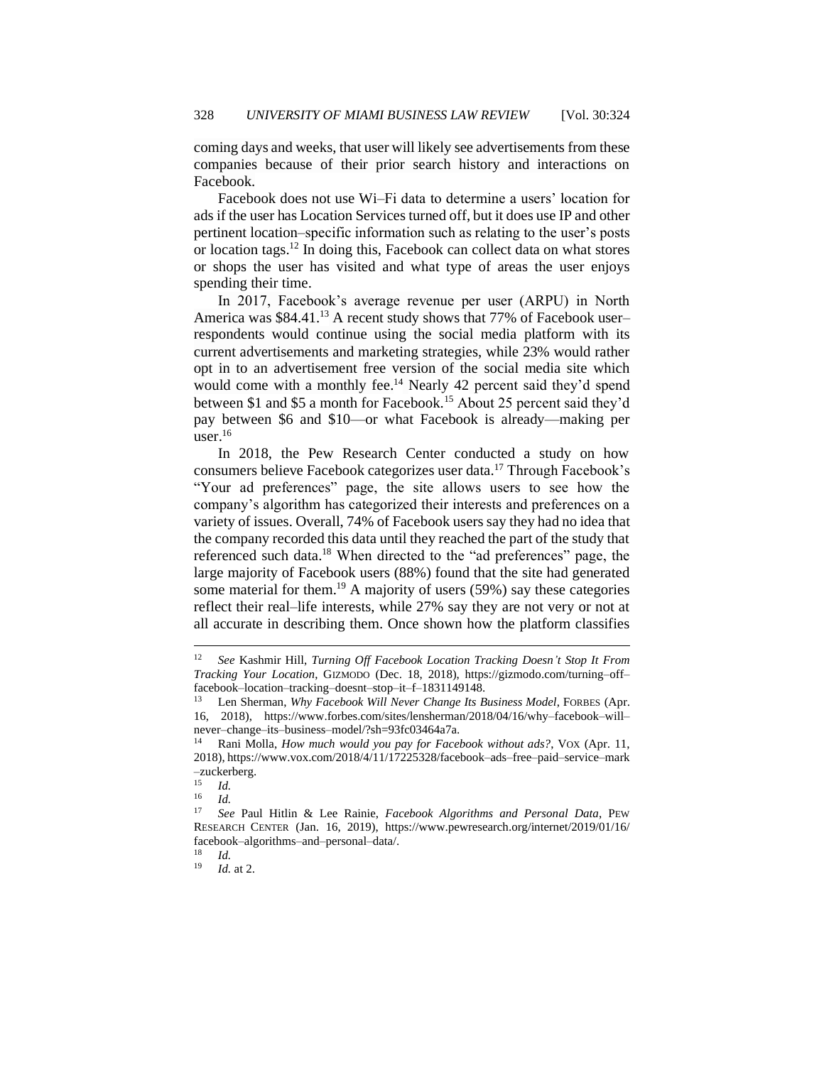coming days and weeks, that user will likely see advertisements from these companies because of their prior search history and interactions on Facebook.

Facebook does not use Wi–Fi data to determine a users' location for ads if the user has Location Services turned off, but it does use IP and other pertinent location–specific information such as relating to the user's posts or location tags.[12] In doing this, Facebook can collect data on what stores or shops the user has visited and what type of areas the user enjoys spending their time.

In 2017, Facebook's average revenue per user (ARPU) in North America was $84.41.[13] A recent study shows that 77% of Facebook user–respondents would continue using the social media platform with its current advertisements and marketing strategies, while 23% would rather opt in to an advertisement free version of the social media site which would come with a monthly fee.[14] Nearly 42 percent said they'd spend between $1 and $5 a month for Facebook.[15] About 25 percent said they'd pay between $6 and $10—or what Facebook is already—making per user.[16]

In 2018, the Pew Research Center conducted a study on how consumers believe Facebook categorizes user data.[17] Through Facebook's "Your ad preferences" page, the site allows users to see how the company's algorithm has categorized their interests and preferences on a variety of issues. Overall, 74% of Facebook users say they had no idea that the company recorded this data until they reached the part of the study that referenced such data.[18] When directed to the "ad preferences" page, the large majority of Facebook users (88%) found that the site had generated some material for them.[19] A majority of users (59%) say these categories reflect their real–life interests, while 27% say they are not very or not at all accurate in describing them. Once shown how the platform classifies

---

[12] *See* Kashmir Hill, *Turning Off Facebook Location Tracking Doesn't Stop It From Tracking Your Location*, GIZMODO (Dec. 18, 2018), https://gizmodo.com/turning–off–facebook–location–tracking–doesnt–stop–it–f–1831149148.

[13] Len Sherman, *Why Facebook Will Never Change Its Business Model*, FORBES (Apr. 16, 2018), https://www.forbes.com/sites/lensherman/2018/04/16/why–facebook–will–never–change–its–business–model/?sh=93fc03464a7a.

[14] Rani Molla, *How much would you pay for Facebook without ads?*, VOX (Apr. 11, 2018), https://www.vox.com/2018/4/11/17225328/facebook–ads–free–paid–service–mark–zuckerberg.

[15] *Id.*

[16] *Id.*

[17] *See* Paul Hitlin & Lee Rainie, *Facebook Algorithms and Personal Data*, PEW RESEARCH CENTER (Jan. 16, 2019), https://www.pewresearch.org/internet/2019/01/16/facebook–algorithms–and–personal–data/.

[18] *Id.*

[19] *Id.* at 2.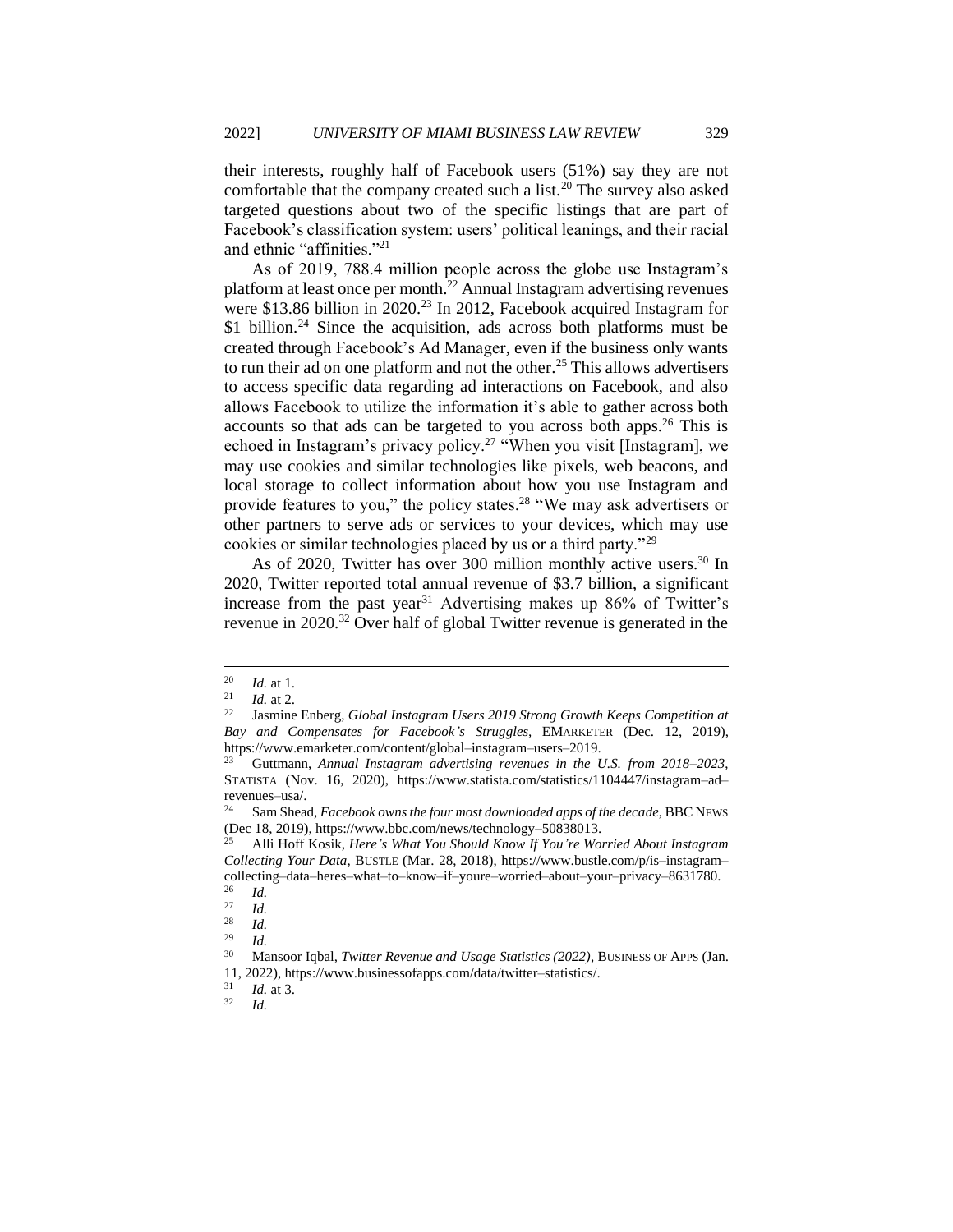their interests, roughly half of Facebook users (51%) say they are not comfortable that the company created such a list.[20] The survey also asked targeted questions about two of the specific listings that are part of Facebook's classification system: users' political leanings, and their racial and ethnic "affinities."[21]

As of 2019, 788.4 million people across the globe use Instagram's platform at least once per month.[22] Annual Instagram advertising revenues were $13.86 billion in 2020.[23] In 2012, Facebook acquired Instagram for $1 billion.[24] Since the acquisition, ads across both platforms must be created through Facebook's Ad Manager, even if the business only wants to run their ad on one platform and not the other.[25] This allows advertisers to access specific data regarding ad interactions on Facebook, and also allows Facebook to utilize the information it's able to gather across both accounts so that ads can be targeted to you across both apps.[26] This is echoed in Instagram's privacy policy.[27] "When you visit [Instagram], we may use cookies and similar technologies like pixels, web beacons, and local storage to collect information about how you use Instagram and provide features to you," the policy states.[28] "We may ask advertisers or other partners to serve ads or services to your devices, which may use cookies or similar technologies placed by us or a third party."[29]

As of 2020, Twitter has over 300 million monthly active users.[30] In 2020, Twitter reported total annual revenue of $3.7 billion, a significant increase from the past year[31] Advertising makes up 86% of Twitter's revenue in 2020.[32] Over half of global Twitter revenue is generated in the

---

[20] *Id.* at 1.

[21] *Id.* at 2.

[22] Jasmine Enberg, *Global Instagram Users 2019 Strong Growth Keeps Competition at Bay and Compensates for Facebook's Struggles*, EMARKETER (Dec. 12, 2019), https://www.emarketer.com/content/global–instagram–users–2019.

[23] Guttmann, *Annual Instagram advertising revenues in the U.S. from 2018–2023*, STATISTA (Nov. 16, 2020), https://www.statista.com/statistics/1104447/instagram–ad–revenues–usa/.

[24] Sam Shead, *Facebook owns the four most downloaded apps of the decade*, BBC NEWS (Dec 18, 2019), https://www.bbc.com/news/technology–50838013.

[25] Alli Hoff Kosik, *Here's What You Should Know If You're Worried About Instagram Collecting Your Data*, BUSTLE (Mar. 28, 2018), https://www.bustle.com/p/is–instagram–collecting–data–heres–what–to–know–if–youre–worried–about–your–privacy–8631780.

[26] *Id.*

[27] *Id.*

[28] *Id.*

[29] *Id.*

[30] Mansoor Iqbal, *Twitter Revenue and Usage Statistics (2022)*, BUSINESS OF APPS (Jan. 11, 2022), https://www.businessofapps.com/data/twitter–statistics/.

[31] *Id.* at 3.

[32] *Id.*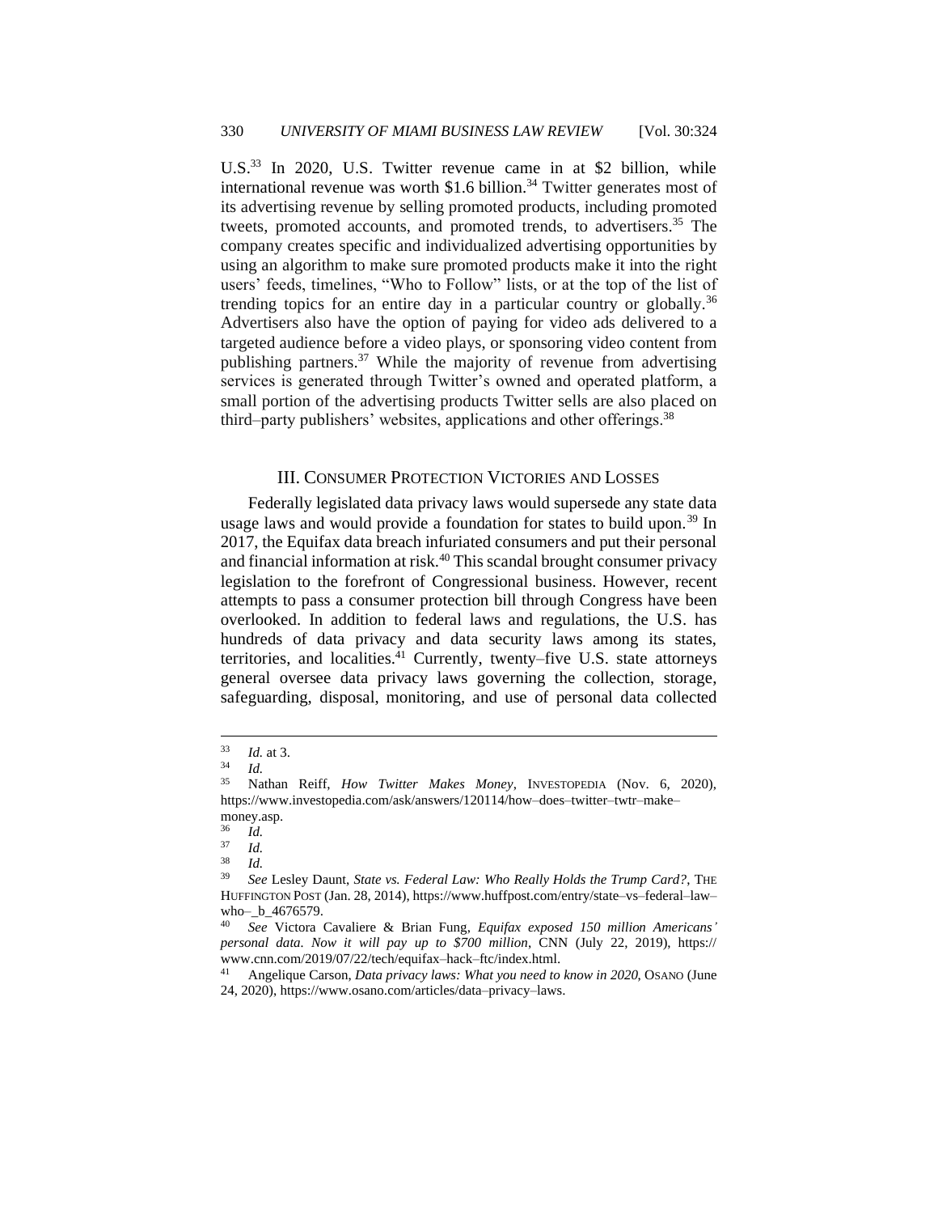U.S.[33] In 2020, U.S. Twitter revenue came in at $2 billion, while international revenue was worth $1.6 billion.[34] Twitter generates most of its advertising revenue by selling promoted products, including promoted tweets, promoted accounts, and promoted trends, to advertisers.[35] The company creates specific and individualized advertising opportunities by using an algorithm to make sure promoted products make it into the right users' feeds, timelines, "Who to Follow" lists, or at the top of the list of trending topics for an entire day in a particular country or globally.[36] Advertisers also have the option of paying for video ads delivered to a targeted audience before a video plays, or sponsoring video content from publishing partners.[37] While the majority of revenue from advertising services is generated through Twitter's owned and operated platform, a small portion of the advertising products Twitter sells are also placed on third–party publishers' websites, applications and other offerings.[38]

## III. Consumer Protection Victories and Losses

Federally legislated data privacy laws would supersede any state data usage laws and would provide a foundation for states to build upon.[39] In 2017, the Equifax data breach infuriated consumers and put their personal and financial information at risk.[40] This scandal brought consumer privacy legislation to the forefront of Congressional business. However, recent attempts to pass a consumer protection bill through Congress have been overlooked. In addition to federal laws and regulations, the U.S. has hundreds of data privacy and data security laws among its states, territories, and localities.[41] Currently, twenty–five U.S. state attorneys general oversee data privacy laws governing the collection, storage, safeguarding, disposal, monitoring, and use of personal data collected

---

[33] *Id.* at 3.

[34] *Id.*

[35] Nathan Reiff, *How Twitter Makes Money*, INVESTOPEDIA (Nov. 6, 2020), https://www.investopedia.com/ask/answers/120114/how–does–twitter–twtr–make–money.asp.

[36] *Id.*

[37] *Id.*

[38] *Id.*

[39] *See* Lesley Daunt, *State vs. Federal Law: Who Really Holds the Trump Card?*, THE HUFFINGTON POST (Jan. 28, 2014), https://www.huffpost.com/entry/state–vs–federal–law–who–_b_4676579.

[40] *See* Victora Cavaliere & Brian Fung, *Equifax exposed 150 million Americans' personal data. Now it will pay up to $700 million*, CNN (July 22, 2019), https://www.cnn.com/2019/07/22/tech/equifax–hack–ftc/index.html.

[41] Angelique Carson, *Data privacy laws: What you need to know in 2020*, OSANO (June 24, 2020), https://www.osano.com/articles/data–privacy–laws.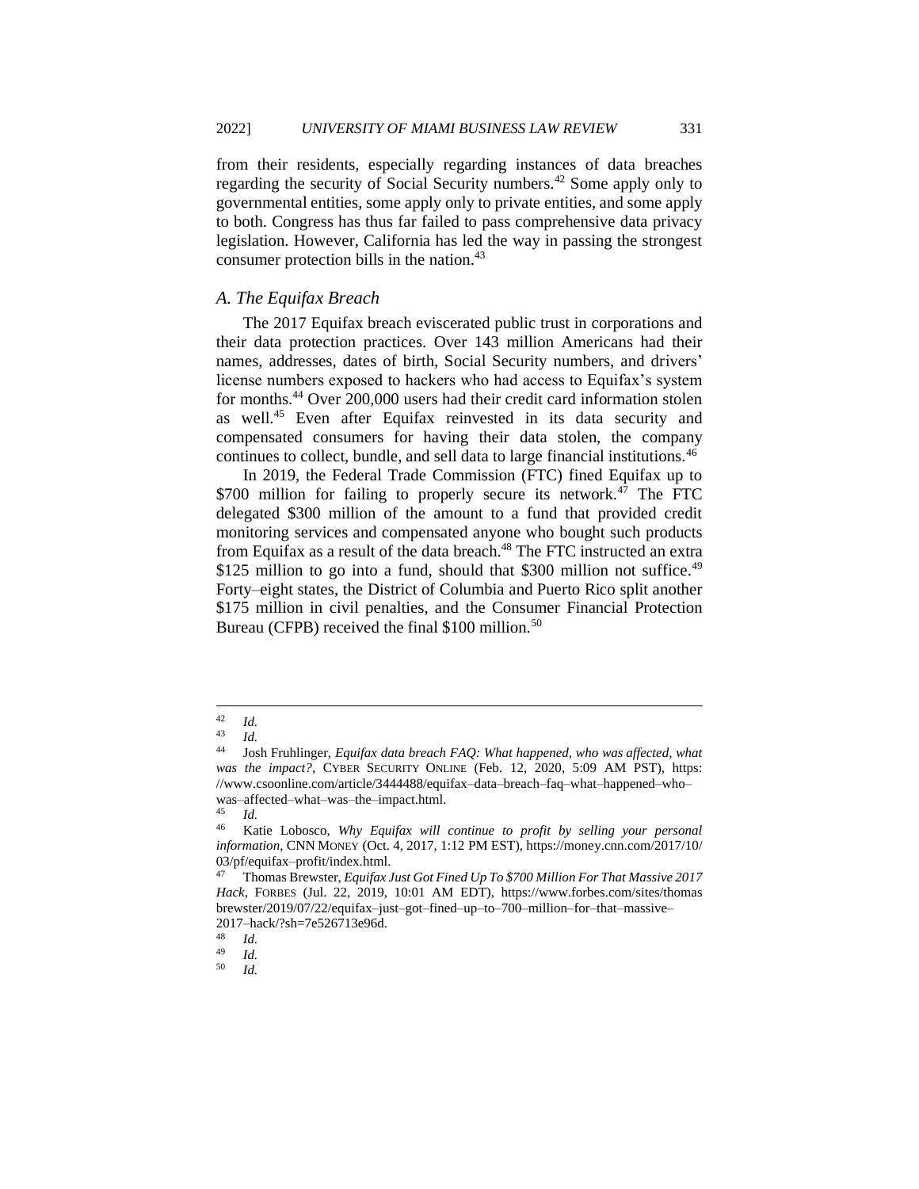from their residents, especially regarding instances of data breaches regarding the security of Social Security numbers.[42] Some apply only to governmental entities, some apply only to private entities, and some apply to both. Congress has thus far failed to pass comprehensive data privacy legislation. However, California has led the way in passing the strongest consumer protection bills in the nation.[43]

### *A. The Equifax Breach*

The 2017 Equifax breach eviscerated public trust in corporations and their data protection practices. Over 143 million Americans had their names, addresses, dates of birth, Social Security numbers, and drivers' license numbers exposed to hackers who had access to Equifax's system for months.[44] Over 200,000 users had their credit card information stolen as well.[45] Even after Equifax reinvested in its data security and compensated consumers for having their data stolen, the company continues to collect, bundle, and sell data to large financial institutions.[46]

In 2019, the Federal Trade Commission (FTC) fined Equifax up to $700 million for failing to properly secure its network.[47] The FTC delegated $300 million of the amount to a fund that provided credit monitoring services and compensated anyone who bought such products from Equifax as a result of the data breach.[48] The FTC instructed an extra $125 million to go into a fund, should that $300 million not suffice.[49] Forty–eight states, the District of Columbia and Puerto Rico split another $175 million in civil penalties, and the Consumer Financial Protection Bureau (CFPB) received the final $100 million.[50]

---

[42] *Id.*

[43] *Id.*

[44] Josh Fruhlinger, *Equifax data breach FAQ: What happened, who was affected, what was the impact?*, CYBER SECURITY ONLINE (Feb. 12, 2020, 5:09 AM PST), https://www.csoonline.com/article/3444488/equifax–data–breach–faq–what–happened–who–was–affected–what–was–the–impact.html.

[45] *Id.*

[46] Katie Lobosco, *Why Equifax will continue to profit by selling your personal information*, CNN MONEY (Oct. 4, 2017, 1:12 PM EST), https://money.cnn.com/2017/10/03/pf/equifax–profit/index.html.

[47] Thomas Brewster, *Equifax Just Got Fined Up To $700 Million For That Massive 2017 Hack*, FORBES (Jul. 22, 2019, 10:01 AM EDT), https://www.forbes.com/sites/thomasbrewster/2019/07/22/equifax–just–got–fined–up–to–700–million–for–that–massive–2017–hack/?sh=7e526713e96d.

[48] *Id.*

[49] *Id.*

[50] *Id.*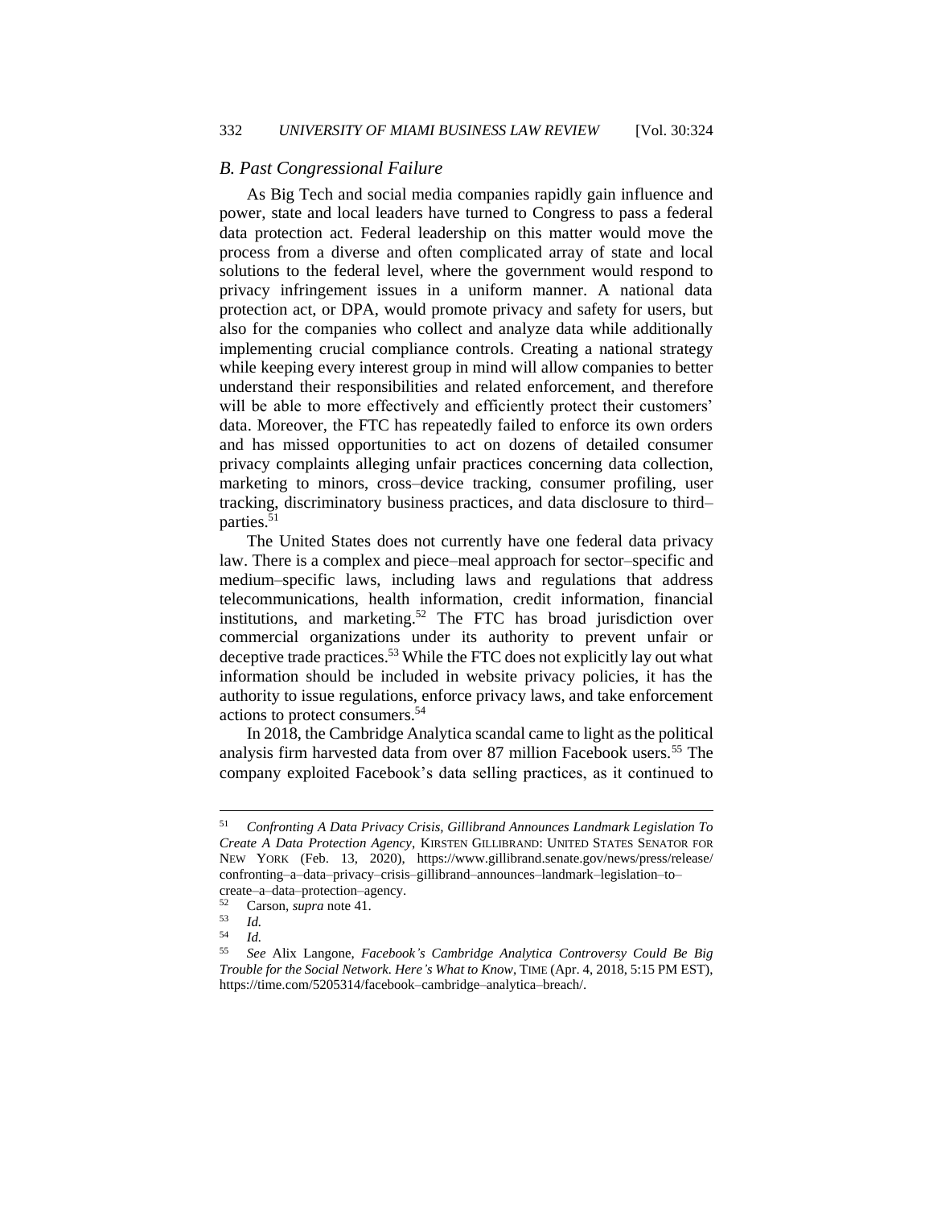### *B. Past Congressional Failure*

As Big Tech and social media companies rapidly gain influence and power, state and local leaders have turned to Congress to pass a federal data protection act. Federal leadership on this matter would move the process from a diverse and often complicated array of state and local solutions to the federal level, where the government would respond to privacy infringement issues in a uniform manner. A national data protection act, or DPA, would promote privacy and safety for users, but also for the companies who collect and analyze data while additionally implementing crucial compliance controls. Creating a national strategy while keeping every interest group in mind will allow companies to better understand their responsibilities and related enforcement, and therefore will be able to more effectively and efficiently protect their customers' data. Moreover, the FTC has repeatedly failed to enforce its own orders and has missed opportunities to act on dozens of detailed consumer privacy complaints alleging unfair practices concerning data collection, marketing to minors, cross–device tracking, consumer profiling, user tracking, discriminatory business practices, and data disclosure to third–parties.[51]

The United States does not currently have one federal data privacy law. There is a complex and piece–meal approach for sector–specific and medium–specific laws, including laws and regulations that address telecommunications, health information, credit information, financial institutions, and marketing.[52] The FTC has broad jurisdiction over commercial organizations under its authority to prevent unfair or deceptive trade practices.[53] While the FTC does not explicitly lay out what information should be included in website privacy policies, it has the authority to issue regulations, enforce privacy laws, and take enforcement actions to protect consumers.[54]

In 2018, the Cambridge Analytica scandal came to light as the political analysis firm harvested data from over 87 million Facebook users.[55] The company exploited Facebook's data selling practices, as it continued to

---

[51] *Confronting A Data Privacy Crisis, Gillibrand Announces Landmark Legislation To Create A Data Protection Agency*, KIRSTEN GILLIBRAND: UNITED STATES SENATOR FOR NEW YORK (Feb. 13, 2020), https://www.gillibrand.senate.gov/news/press/release/confronting–a–data–privacy–crisis–gillibrand–announces–landmark–legislation–to–create–a–data–protection–agency.

[52] Carson, *supra* note 41.

[53] *Id.*

[54] *Id.*

[55] *See* Alix Langone, *Facebook's Cambridge Analytica Controversy Could Be Big Trouble for the Social Network. Here's What to Know*, TIME (Apr. 4, 2018, 5:15 PM EST), https://time.com/5205314/facebook–cambridge–analytica–breach/.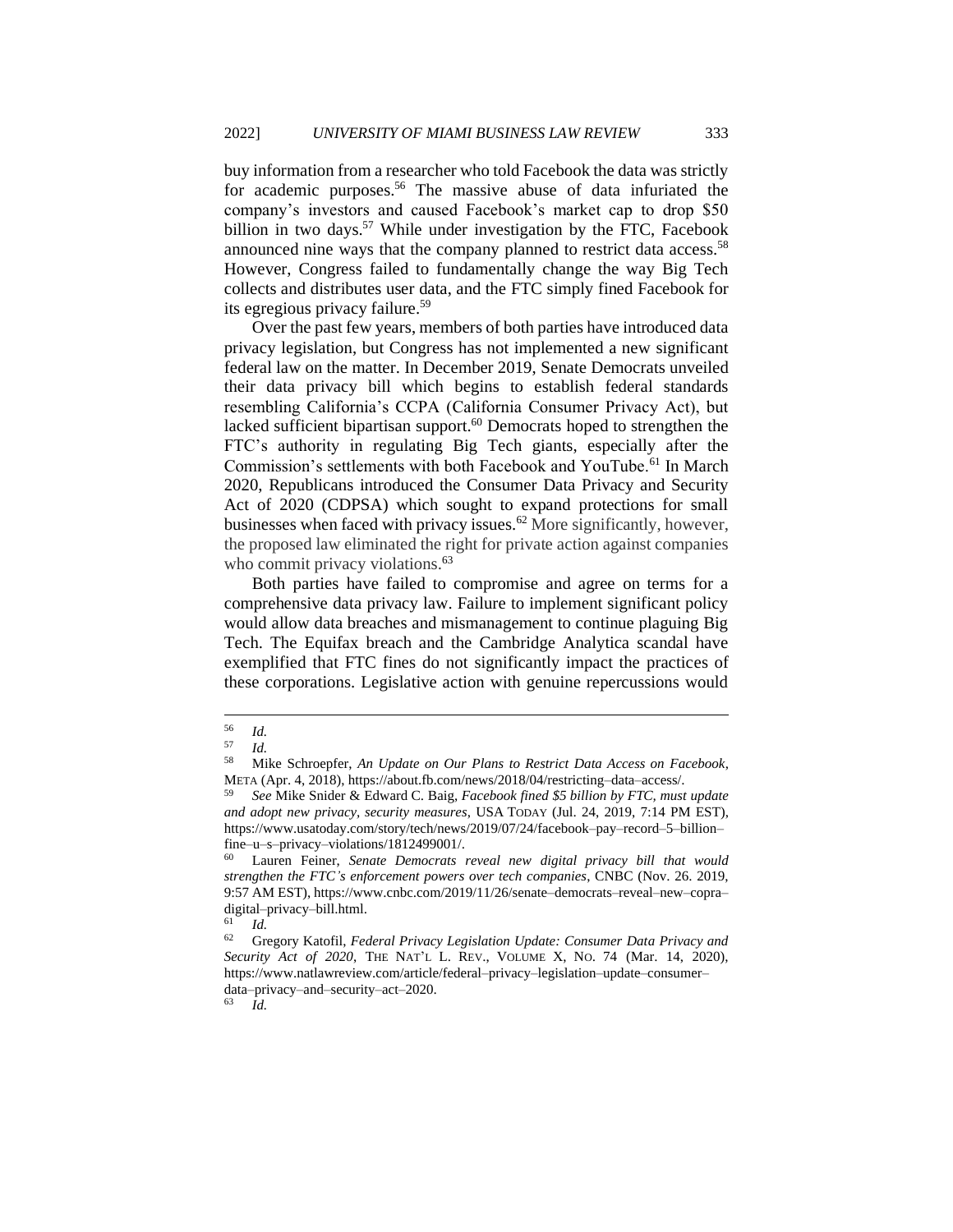buy information from a researcher who told Facebook the data was strictly for academic purposes.[56] The massive abuse of data infuriated the company's investors and caused Facebook's market cap to drop $50 billion in two days.[57] While under investigation by the FTC, Facebook announced nine ways that the company planned to restrict data access.[58] However, Congress failed to fundamentally change the way Big Tech collects and distributes user data, and the FTC simply fined Facebook for its egregious privacy failure.[59]

Over the past few years, members of both parties have introduced data privacy legislation, but Congress has not implemented a new significant federal law on the matter. In December 2019, Senate Democrats unveiled their data privacy bill which begins to establish federal standards resembling California's CCPA (California Consumer Privacy Act), but lacked sufficient bipartisan support.[60] Democrats hoped to strengthen the FTC's authority in regulating Big Tech giants, especially after the Commission's settlements with both Facebook and YouTube.[61] In March 2020, Republicans introduced the Consumer Data Privacy and Security Act of 2020 (CDPSA) which sought to expand protections for small businesses when faced with privacy issues.[62] More significantly, however, the proposed law eliminated the right for private action against companies who commit privacy violations.[63]

Both parties have failed to compromise and agree on terms for a comprehensive data privacy law. Failure to implement significant policy would allow data breaches and mismanagement to continue plaguing Big Tech. The Equifax breach and the Cambridge Analytica scandal have exemplified that FTC fines do not significantly impact the practices of these corporations. Legislative action with genuine repercussions would

---

[56] *Id.*

[57] *Id.*

[58] Mike Schroepfer, *An Update on Our Plans to Restrict Data Access on Facebook*, META (Apr. 4, 2018), https://about.fb.com/news/2018/04/restricting–data–access/.

[59] *See* Mike Snider & Edward C. Baig, *Facebook fined $5 billion by FTC, must update and adopt new privacy, security measures*, USA TODAY (Jul. 24, 2019, 7:14 PM EST), https://www.usatoday.com/story/tech/news/2019/07/24/facebook–pay–record–5–billion–fine–u–s–privacy–violations/1812499001/.

[60] Lauren Feiner, *Senate Democrats reveal new digital privacy bill that would strengthen the FTC's enforcement powers over tech companies*, CNBC (Nov. 26. 2019, 9:57 AM EST), https://www.cnbc.com/2019/11/26/senate–democrats–reveal–new–copra–digital–privacy–bill.html.

[61] *Id.*

[62] Gregory Katofil, *Federal Privacy Legislation Update: Consumer Data Privacy and Security Act of 2020*, THE NAT'L L. REV., VOLUME X, NO. 74 (Mar. 14, 2020), https://www.natlawreview.com/article/federal–privacy–legislation–update–consumer–data–privacy–and–security–act–2020.

[63] *Id.*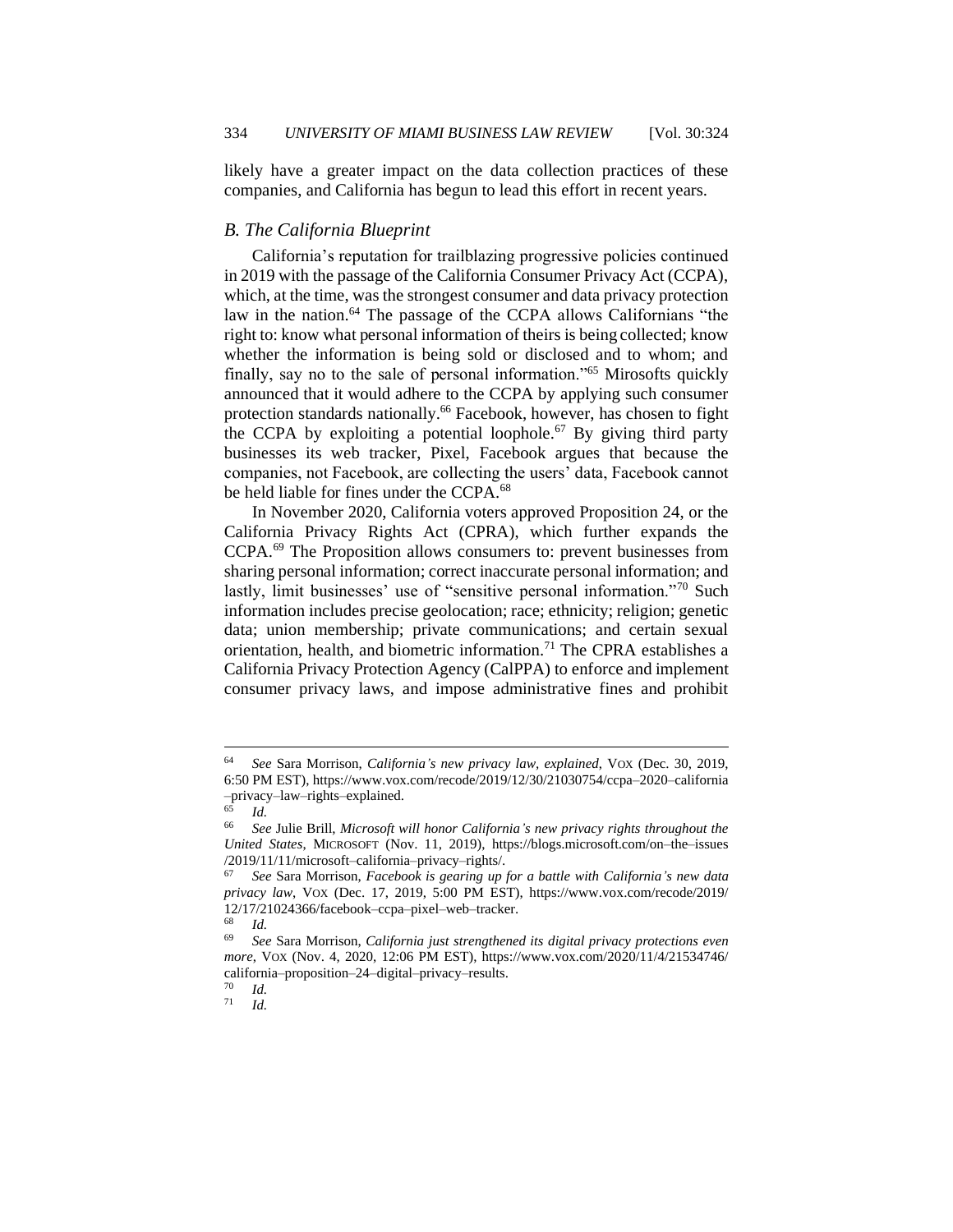likely have a greater impact on the data collection practices of these companies, and California has begun to lead this effort in recent years.

### *B. The California Blueprint*

California's reputation for trailblazing progressive policies continued in 2019 with the passage of the California Consumer Privacy Act (CCPA), which, at the time, was the strongest consumer and data privacy protection law in the nation.[64] The passage of the CCPA allows Californians "the right to: know what personal information of theirs is being collected; know whether the information is being sold or disclosed and to whom; and finally, say no to the sale of personal information."[65] Mirosofts quickly announced that it would adhere to the CCPA by applying such consumer protection standards nationally.[66] Facebook, however, has chosen to fight the CCPA by exploiting a potential loophole.[67] By giving third party businesses its web tracker, Pixel, Facebook argues that because the companies, not Facebook, are collecting the users' data, Facebook cannot be held liable for fines under the CCPA.[68]

In November 2020, California voters approved Proposition 24, or the California Privacy Rights Act (CPRA), which further expands the CCPA.[69] The Proposition allows consumers to: prevent businesses from sharing personal information; correct inaccurate personal information; and lastly, limit businesses' use of "sensitive personal information."[70] Such information includes precise geolocation; race; ethnicity; religion; genetic data; union membership; private communications; and certain sexual orientation, health, and biometric information.[71] The CPRA establishes a California Privacy Protection Agency (CalPPA) to enforce and implement consumer privacy laws, and impose administrative fines and prohibit

---

[64] *See* Sara Morrison, *California's new privacy law, explained*, VOX (Dec. 30, 2019, 6:50 PM EST), https://www.vox.com/recode/2019/12/30/21030754/ccpa–2020–california–privacy–law–rights–explained.

[65] *Id.*

[66] *See* Julie Brill, *Microsoft will honor California's new privacy rights throughout the United States*, MICROSOFT (Nov. 11, 2019), https://blogs.microsoft.com/on–the–issues/2019/11/11/microsoft–california–privacy–rights/.

[67] *See* Sara Morrison, *Facebook is gearing up for a battle with California's new data privacy law*, VOX (Dec. 17, 2019, 5:00 PM EST), https://www.vox.com/recode/2019/12/17/21024366/facebook–ccpa–pixel–web–tracker.

[68] *Id.*

[69] *See* Sara Morrison, *California just strengthened its digital privacy protections even more*, VOX (Nov. 4, 2020, 12:06 PM EST), https://www.vox.com/2020/11/4/21534746/california–proposition–24–digital–privacy–results.

[70] *Id.*

[71] *Id.*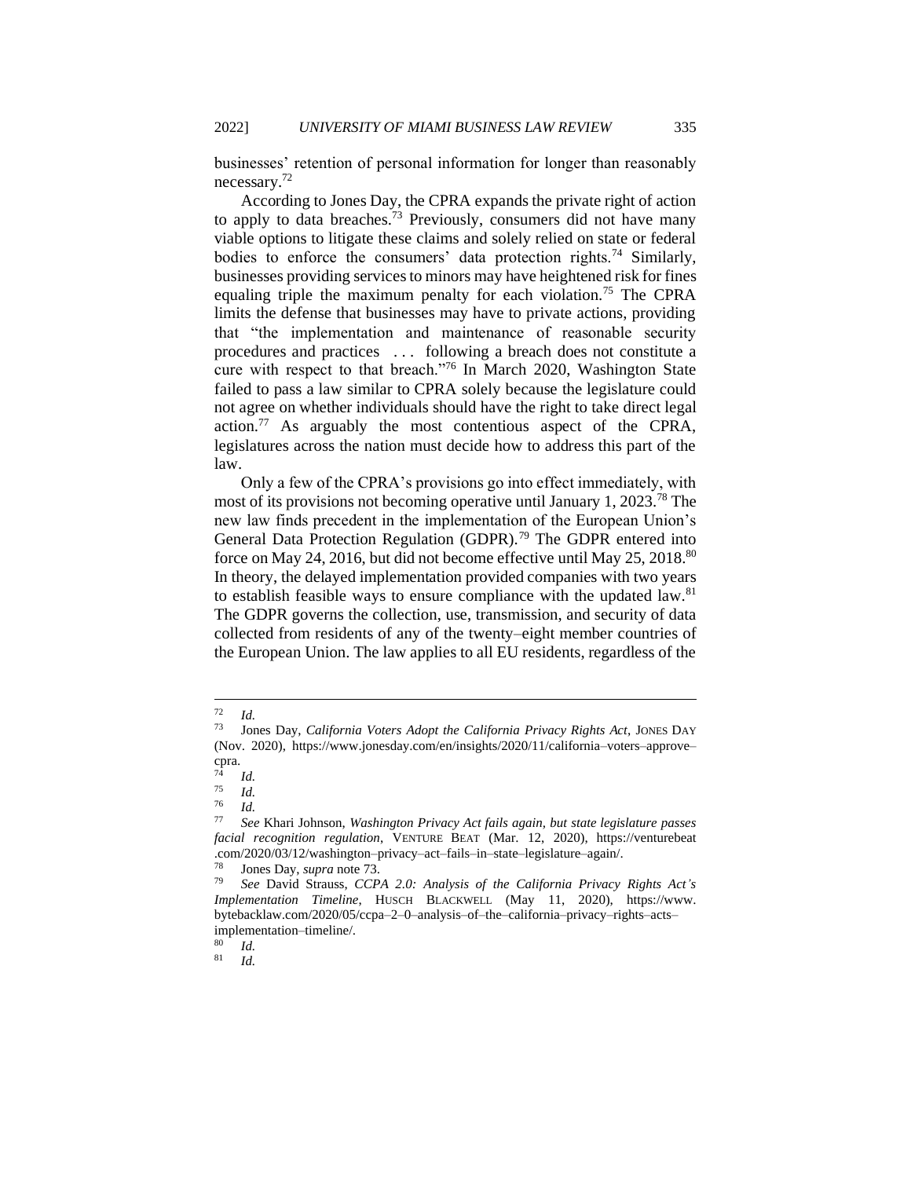businesses' retention of personal information for longer than reasonably necessary.[72]

According to Jones Day, the CPRA expands the private right of action to apply to data breaches.[73] Previously, consumers did not have many viable options to litigate these claims and solely relied on state or federal bodies to enforce the consumers' data protection rights.[74] Similarly, businesses providing services to minors may have heightened risk for fines equaling triple the maximum penalty for each violation.[75] The CPRA limits the defense that businesses may have to private actions, providing that "the implementation and maintenance of reasonable security procedures and practices . . . following a breach does not constitute a cure with respect to that breach."[76] In March 2020, Washington State failed to pass a law similar to CPRA solely because the legislature could not agree on whether individuals should have the right to take direct legal action.[77] As arguably the most contentious aspect of the CPRA, legislatures across the nation must decide how to address this part of the law.

Only a few of the CPRA's provisions go into effect immediately, with most of its provisions not becoming operative until January 1, 2023.[78] The new law finds precedent in the implementation of the European Union's General Data Protection Regulation (GDPR).[79] The GDPR entered into force on May 24, 2016, but did not become effective until May 25, 2018.[80] In theory, the delayed implementation provided companies with two years to establish feasible ways to ensure compliance with the updated law.[81] The GDPR governs the collection, use, transmission, and security of data collected from residents of any of the twenty–eight member countries of the European Union. The law applies to all EU residents, regardless of the

---

[72] *Id.*

[73] Jones Day, *California Voters Adopt the California Privacy Rights Act*, JONES DAY (Nov. 2020), https://www.jonesday.com/en/insights/2020/11/california–voters–approve–cpra.

[74] *Id.*

[75] *Id.*

[76] *Id.*

[77] *See* Khari Johnson, *Washington Privacy Act fails again, but state legislature passes facial recognition regulation*, VENTURE BEAT (Mar. 12, 2020), https://venturebeat.com/2020/03/12/washington–privacy–act–fails–in–state–legislature–again/.

[78] Jones Day, *supra* note 73.

[79] *See* David Strauss, *CCPA 2.0: Analysis of the California Privacy Rights Act's Implementation Timeline*, HUSCH BLACKWELL (May 11, 2020), https://www.bytebacklaw.com/2020/05/ccpa–2–0–analysis–of–the–california–privacy–rights–acts–implementation–timeline/.

[80] *Id.*

[81] *Id.*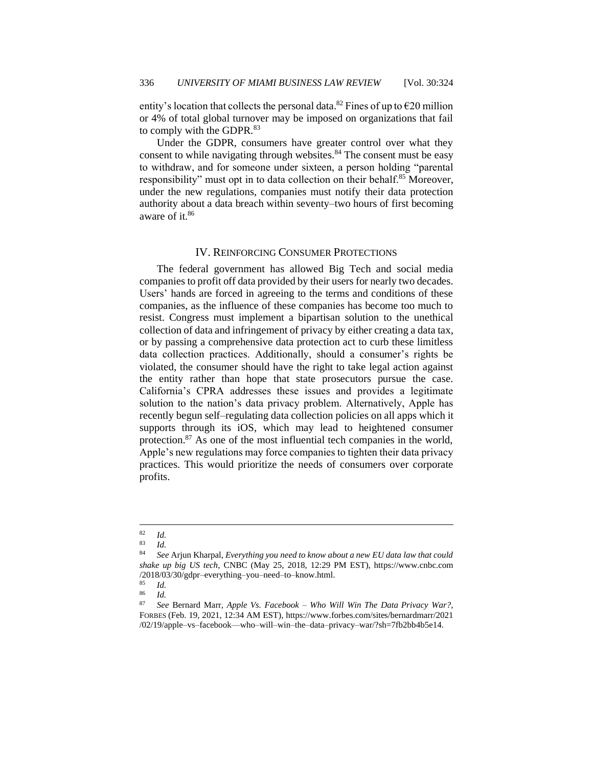entity's location that collects the personal data.[82] Fines of up to €20 million or 4% of total global turnover may be imposed on organizations that fail to comply with the GDPR.[83]

Under the GDPR, consumers have greater control over what they consent to while navigating through websites.[84] The consent must be easy to withdraw, and for someone under sixteen, a person holding "parental responsibility" must opt in to data collection on their behalf.[85] Moreover, under the new regulations, companies must notify their data protection authority about a data breach within seventy–two hours of first becoming aware of it.[86]

## IV. REINFORCING CONSUMER PROTECTIONS

The federal government has allowed Big Tech and social media companies to profit off data provided by their users for nearly two decades. Users' hands are forced in agreeing to the terms and conditions of these companies, as the influence of these companies has become too much to resist. Congress must implement a bipartisan solution to the unethical collection of data and infringement of privacy by either creating a data tax, or by passing a comprehensive data protection act to curb these limitless data collection practices. Additionally, should a consumer's rights be violated, the consumer should have the right to take legal action against the entity rather than hope that state prosecutors pursue the case. California's CPRA addresses these issues and provides a legitimate solution to the nation's data privacy problem. Alternatively, Apple has recently begun self–regulating data collection policies on all apps which it supports through its iOS, which may lead to heightened consumer protection.[87] As one of the most influential tech companies in the world, Apple's new regulations may force companies to tighten their data privacy practices. This would prioritize the needs of consumers over corporate profits.

---

[82] *Id.*

[83] *Id.*

[84] *See* Arjun Kharpal, *Everything you need to know about a new EU data law that could shake up big US tech*, CNBC (May 25, 2018, 12:29 PM EST), https://www.cnbc.com/2018/03/30/gdpr–everything–you–need–to–know.html.

[85] *Id.*

[86] *Id.*

[87] *See* Bernard Marr, *Apple Vs. Facebook – Who Will Win The Data Privacy War?*, FORBES (Feb. 19, 2021, 12:34 AM EST), https://www.forbes.com/sites/bernardmarr/2021/02/19/apple–vs–facebook—who–will–win–the–data–privacy–war/?sh=7fb2bb4b5e14.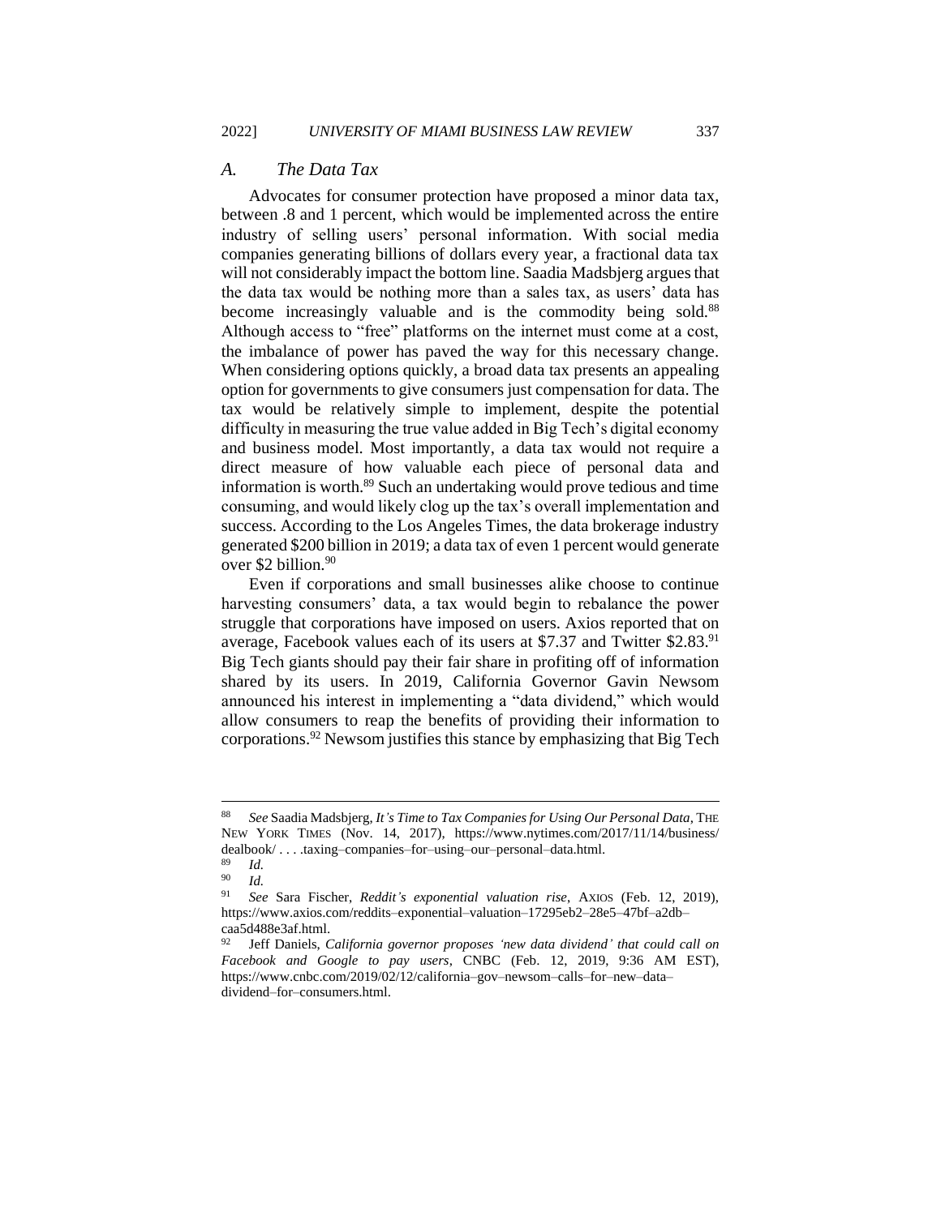### *A. The Data Tax*

Advocates for consumer protection have proposed a minor data tax, between .8 and 1 percent, which would be implemented across the entire industry of selling users' personal information. With social media companies generating billions of dollars every year, a fractional data tax will not considerably impact the bottom line. Saadia Madsbjerg argues that the data tax would be nothing more than a sales tax, as users' data has become increasingly valuable and is the commodity being sold.[88] Although access to "free" platforms on the internet must come at a cost, the imbalance of power has paved the way for this necessary change. When considering options quickly, a broad data tax presents an appealing option for governments to give consumers just compensation for data. The tax would be relatively simple to implement, despite the potential difficulty in measuring the true value added in Big Tech's digital economy and business model. Most importantly, a data tax would not require a direct measure of how valuable each piece of personal data and information is worth.[89] Such an undertaking would prove tedious and time consuming, and would likely clog up the tax's overall implementation and success. According to the Los Angeles Times, the data brokerage industry generated $200 billion in 2019; a data tax of even 1 percent would generate over $2 billion.[90]

Even if corporations and small businesses alike choose to continue harvesting consumers' data, a tax would begin to rebalance the power struggle that corporations have imposed on users. Axios reported that on average, Facebook values each of its users at $7.37 and Twitter $2.83.[91] Big Tech giants should pay their fair share in profiting off of information shared by its users. In 2019, California Governor Gavin Newsom announced his interest in implementing a "data dividend," which would allow consumers to reap the benefits of providing their information to corporations.[92] Newsom justifies this stance by emphasizing that Big Tech

---

[88] *See* Saadia Madsbjerg, *It's Time to Tax Companies for Using Our Personal Data*, THE NEW YORK TIMES (Nov. 14, 2017), https://www.nytimes.com/2017/11/14/business/dealbook/ . . . .taxing–companies–for–using–our–personal–data.html.

[89] *Id.*

[90] *Id.*

[91] *See* Sara Fischer, *Reddit's exponential valuation rise*, AXIOS (Feb. 12, 2019), https://www.axios.com/reddits–exponential–valuation–17295eb2–28e5–47bf–a2db–caa5d488e3af.html.

[92] Jeff Daniels, *California governor proposes 'new data dividend' that could call on Facebook and Google to pay users*, CNBC (Feb. 12, 2019, 9:36 AM EST), https://www.cnbc.com/2019/02/12/california–gov–newsom–calls–for–new–data–dividend–for–consumers.html.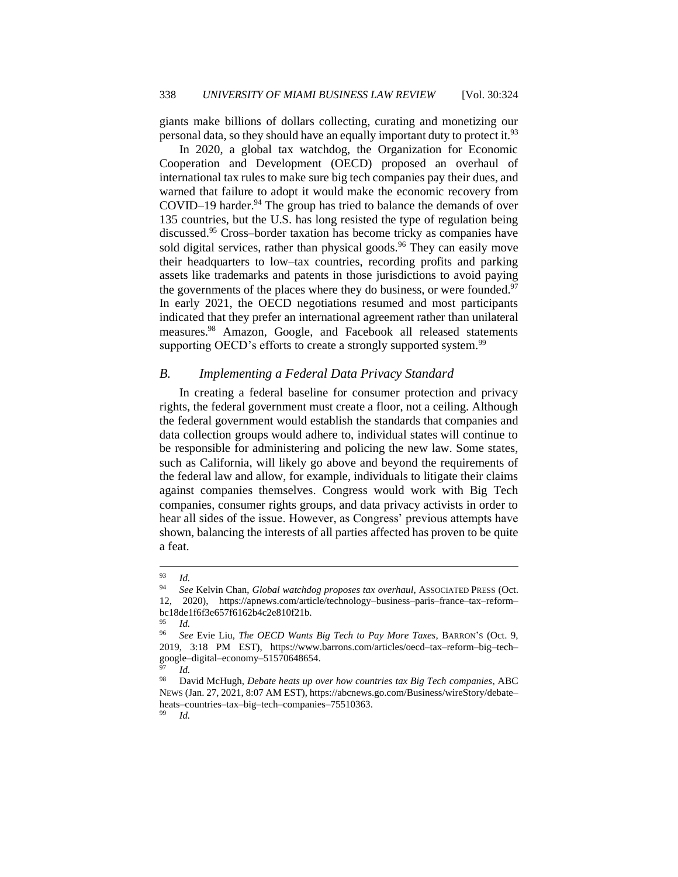giants make billions of dollars collecting, curating and monetizing our personal data, so they should have an equally important duty to protect it.[93]

In 2020, a global tax watchdog, the Organization for Economic Cooperation and Development (OECD) proposed an overhaul of international tax rules to make sure big tech companies pay their dues, and warned that failure to adopt it would make the economic recovery from COVID–19 harder.[94] The group has tried to balance the demands of over 135 countries, but the U.S. has long resisted the type of regulation being discussed.[95] Cross–border taxation has become tricky as companies have sold digital services, rather than physical goods.[96] They can easily move their headquarters to low–tax countries, recording profits and parking assets like trademarks and patents in those jurisdictions to avoid paying the governments of the places where they do business, or were founded.[97] In early 2021, the OECD negotiations resumed and most participants indicated that they prefer an international agreement rather than unilateral measures.[98] Amazon, Google, and Facebook all released statements supporting OECD's efforts to create a strongly supported system.[99]

### *B. Implementing a Federal Data Privacy Standard*

In creating a federal baseline for consumer protection and privacy rights, the federal government must create a floor, not a ceiling. Although the federal government would establish the standards that companies and data collection groups would adhere to, individual states will continue to be responsible for administering and policing the new law. Some states, such as California, will likely go above and beyond the requirements of the federal law and allow, for example, individuals to litigate their claims against companies themselves. Congress would work with Big Tech companies, consumer rights groups, and data privacy activists in order to hear all sides of the issue. However, as Congress' previous attempts have shown, balancing the interests of all parties affected has proven to be quite a feat.

---

93 *Id.*

94 *See* Kelvin Chan, *Global watchdog proposes tax overhaul*, ASSOCIATED PRESS (Oct. 12, 2020), https://apnews.com/article/technology–business–paris–france–tax–reform–bc18de1f6f3e657f6162b4c2e810f21b.

95 *Id.*

96 *See* Evie Liu, *The OECD Wants Big Tech to Pay More Taxes*, BARRON'S (Oct. 9, 2019, 3:18 PM EST), https://www.barrons.com/articles/oecd–tax–reform–big–tech–google–digital–economy–51570648654.

97 *Id.*

98 David McHugh, *Debate heats up over how countries tax Big Tech companies*, ABC NEWS (Jan. 27, 2021, 8:07 AM EST), https://abcnews.go.com/Business/wireStory/debate–heats–countries–tax–big–tech–companies–75510363.

99 *Id.*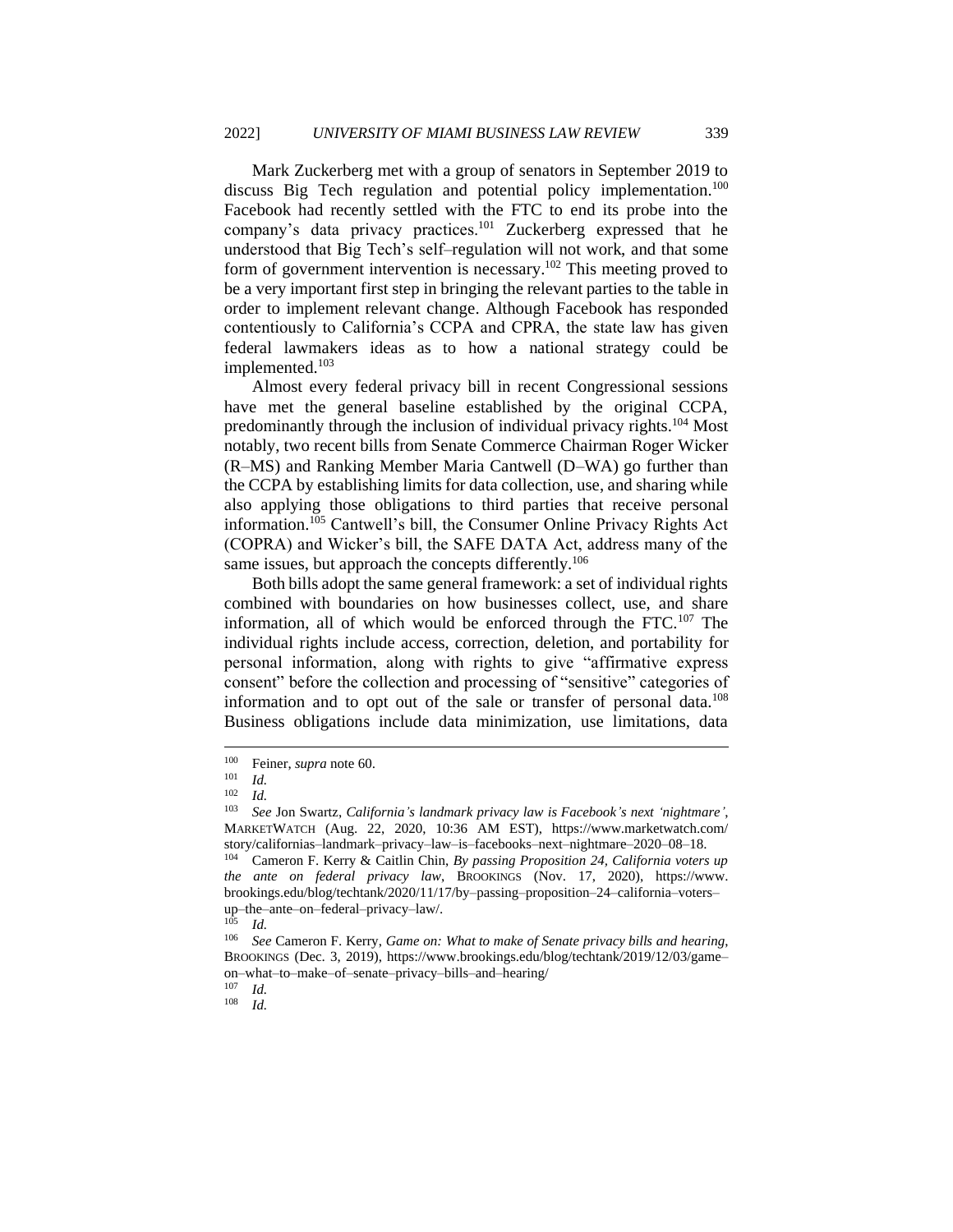Mark Zuckerberg met with a group of senators in September 2019 to discuss Big Tech regulation and potential policy implementation.[100] Facebook had recently settled with the FTC to end its probe into the company's data privacy practices.[101] Zuckerberg expressed that he understood that Big Tech's self–regulation will not work, and that some form of government intervention is necessary.[102] This meeting proved to be a very important first step in bringing the relevant parties to the table in order to implement relevant change. Although Facebook has responded contentiously to California's CCPA and CPRA, the state law has given federal lawmakers ideas as to how a national strategy could be implemented.[103]

Almost every federal privacy bill in recent Congressional sessions have met the general baseline established by the original CCPA, predominantly through the inclusion of individual privacy rights.[104] Most notably, two recent bills from Senate Commerce Chairman Roger Wicker (R–MS) and Ranking Member Maria Cantwell (D–WA) go further than the CCPA by establishing limits for data collection, use, and sharing while also applying those obligations to third parties that receive personal information.[105] Cantwell's bill, the Consumer Online Privacy Rights Act (COPRA) and Wicker's bill, the SAFE DATA Act, address many of the same issues, but approach the concepts differently.[106]

Both bills adopt the same general framework: a set of individual rights combined with boundaries on how businesses collect, use, and share information, all of which would be enforced through the FTC.[107] The individual rights include access, correction, deletion, and portability for personal information, along with rights to give "affirmative express consent" before the collection and processing of "sensitive" categories of information and to opt out of the sale or transfer of personal data.[108] Business obligations include data minimization, use limitations, data

---

[100] Feiner, *supra* note 60.

[101] *Id.*

[102] *Id.*

[103] *See* Jon Swartz, *California's landmark privacy law is Facebook's next 'nightmare'*, MARKETWATCH (Aug. 22, 2020, 10:36 AM EST), https://www.marketwatch.com/story/californias–landmark–privacy–law–is–facebooks–next–nightmare–2020–08–18.

[104] Cameron F. Kerry & Caitlin Chin, *By passing Proposition 24, California voters up the ante on federal privacy law*, BROOKINGS (Nov. 17, 2020), https://www.brookings.edu/blog/techtank/2020/11/17/by–passing–proposition–24–california–voters–up–the–ante–on–federal–privacy–law/.

[105] *Id.*

[106] *See* Cameron F. Kerry, *Game on: What to make of Senate privacy bills and hearing*, BROOKINGS (Dec. 3, 2019), https://www.brookings.edu/blog/techtank/2019/12/03/game–on–what–to–make–of–senate–privacy–bills–and–hearing/

[107] *Id.*

[108] *Id.*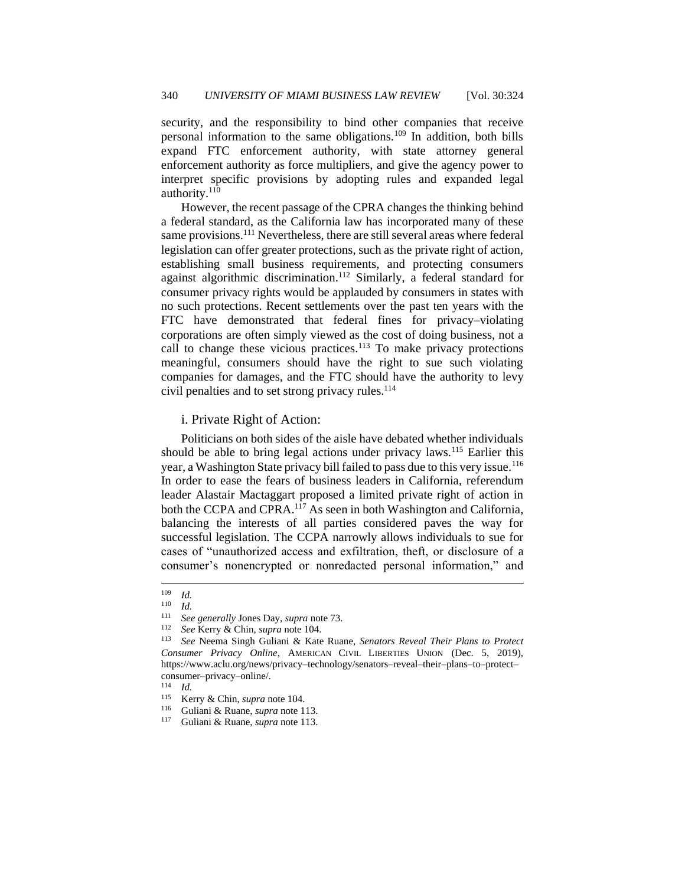security, and the responsibility to bind other companies that receive personal information to the same obligations.[109] In addition, both bills expand FTC enforcement authority, with state attorney general enforcement authority as force multipliers, and give the agency power to interpret specific provisions by adopting rules and expanded legal authority.[110]

However, the recent passage of the CPRA changes the thinking behind a federal standard, as the California law has incorporated many of these same provisions.[111] Nevertheless, there are still several areas where federal legislation can offer greater protections, such as the private right of action, establishing small business requirements, and protecting consumers against algorithmic discrimination.[112] Similarly, a federal standard for consumer privacy rights would be applauded by consumers in states with no such protections. Recent settlements over the past ten years with the FTC have demonstrated that federal fines for privacy–violating corporations are often simply viewed as the cost of doing business, not a call to change these vicious practices.[113] To make privacy protections meaningful, consumers should have the right to sue such violating companies for damages, and the FTC should have the authority to levy civil penalties and to set strong privacy rules.[114]

### i. Private Right of Action:

Politicians on both sides of the aisle have debated whether individuals should be able to bring legal actions under privacy laws.[115] Earlier this year, a Washington State privacy bill failed to pass due to this very issue.[116] In order to ease the fears of business leaders in California, referendum leader Alastair Mactaggart proposed a limited private right of action in both the CCPA and CPRA.[117] As seen in both Washington and California, balancing the interests of all parties considered paves the way for successful legislation. The CCPA narrowly allows individuals to sue for cases of "unauthorized access and exfiltration, theft, or disclosure of a consumer's nonencrypted or nonredacted personal information," and

---

[109] *Id.*

[110] *Id.*

[111] *See generally* Jones Day, *supra* note 73.

[112] *See* Kerry & Chin, *supra* note 104.

[113] *See* Neema Singh Guliani & Kate Ruane, *Senators Reveal Their Plans to Protect Consumer Privacy Online*, AMERICAN CIVIL LIBERTIES UNION (Dec. 5, 2019), https://www.aclu.org/news/privacy–technology/senators–reveal–their–plans–to–protect–consumer–privacy–online/.

[114] *Id.*

[115] Kerry & Chin, *supra* note 104.

[116] Guliani & Ruane, *supra* note 113.

[117] Guliani & Ruane, *supra* note 113.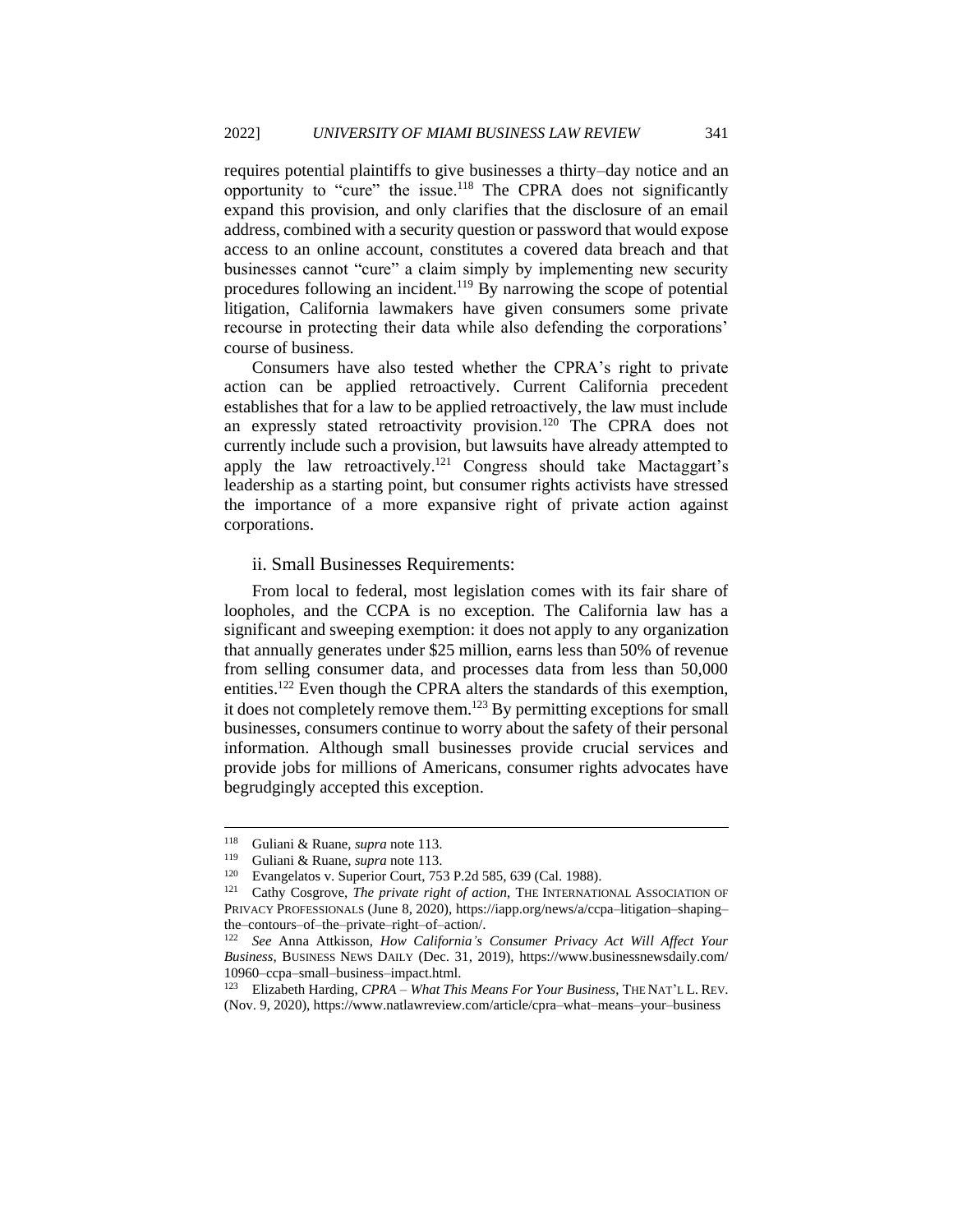requires potential plaintiffs to give businesses a thirty–day notice and an opportunity to "cure" the issue.[118] The CPRA does not significantly expand this provision, and only clarifies that the disclosure of an email address, combined with a security question or password that would expose access to an online account, constitutes a covered data breach and that businesses cannot "cure" a claim simply by implementing new security procedures following an incident.[119] By narrowing the scope of potential litigation, California lawmakers have given consumers some private recourse in protecting their data while also defending the corporations' course of business.

Consumers have also tested whether the CPRA's right to private action can be applied retroactively. Current California precedent establishes that for a law to be applied retroactively, the law must include an expressly stated retroactivity provision.[120] The CPRA does not currently include such a provision, but lawsuits have already attempted to apply the law retroactively.[121] Congress should take Mactaggart's leadership as a starting point, but consumer rights activists have stressed the importance of a more expansive right of private action against corporations.

### ii. Small Businesses Requirements:

From local to federal, most legislation comes with its fair share of loopholes, and the CCPA is no exception. The California law has a significant and sweeping exemption: it does not apply to any organization that annually generates under $25 million, earns less than 50% of revenue from selling consumer data, and processes data from less than 50,000 entities.[122] Even though the CPRA alters the standards of this exemption, it does not completely remove them.[123] By permitting exceptions for small businesses, consumers continue to worry about the safety of their personal information. Although small businesses provide crucial services and provide jobs for millions of Americans, consumer rights advocates have begrudgingly accepted this exception.

---

[118] Guliani & Ruane, *supra* note 113.

[119] Guliani & Ruane, *supra* note 113.

[120] Evangelatos v. Superior Court, 753 P.2d 585, 639 (Cal. 1988).

[121] Cathy Cosgrove, *The private right of action*, THE INTERNATIONAL ASSOCIATION OF PRIVACY PROFESSIONALS (June 8, 2020), https://iapp.org/news/a/ccpa–litigation–shaping–the–contours–of–the–private–right–of–action/.

[122] *See* Anna Attkisson, *How California's Consumer Privacy Act Will Affect Your Business*, BUSINESS NEWS DAILY (Dec. 31, 2019), https://www.businessnewsdaily.com/10960–ccpa–small–business–impact.html.

[123] Elizabeth Harding, *CPRA – What This Means For Your Business*, THE NAT'L L. REV. (Nov. 9, 2020), https://www.natlawreview.com/article/cpra–what–means–your–business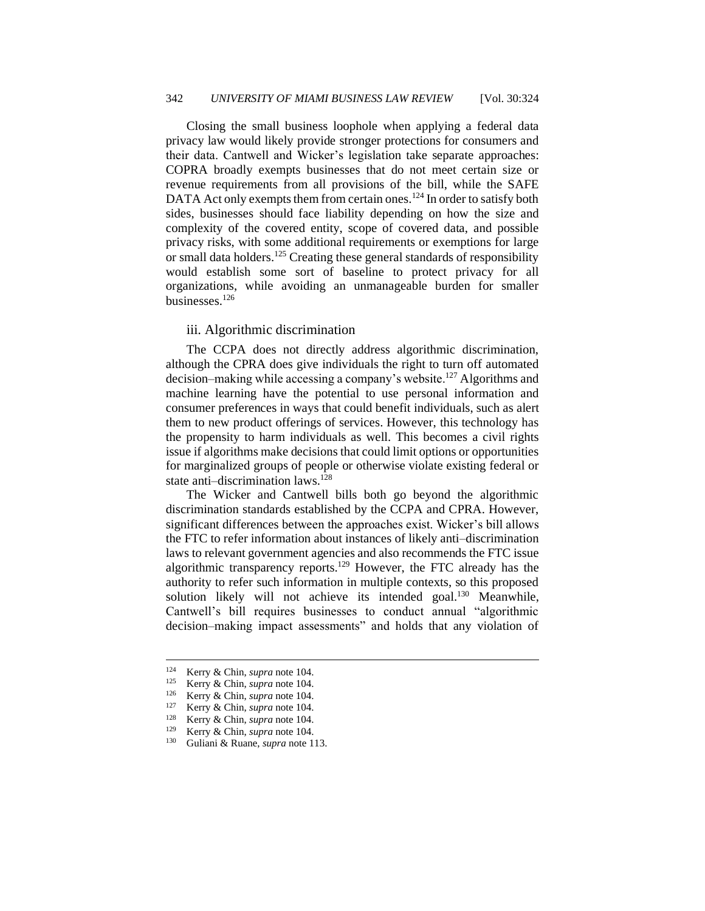Closing the small business loophole when applying a federal data privacy law would likely provide stronger protections for consumers and their data. Cantwell and Wicker's legislation take separate approaches: COPRA broadly exempts businesses that do not meet certain size or revenue requirements from all provisions of the bill, while the SAFE DATA Act only exempts them from certain ones.[124] In order to satisfy both sides, businesses should face liability depending on how the size and complexity of the covered entity, scope of covered data, and possible privacy risks, with some additional requirements or exemptions for large or small data holders.[125] Creating these general standards of responsibility would establish some sort of baseline to protect privacy for all organizations, while avoiding an unmanageable burden for smaller businesses.[126]

### iii. Algorithmic discrimination

The CCPA does not directly address algorithmic discrimination, although the CPRA does give individuals the right to turn off automated decision–making while accessing a company's website.[127] Algorithms and machine learning have the potential to use personal information and consumer preferences in ways that could benefit individuals, such as alert them to new product offerings of services. However, this technology has the propensity to harm individuals as well. This becomes a civil rights issue if algorithms make decisions that could limit options or opportunities for marginalized groups of people or otherwise violate existing federal or state anti–discrimination laws.[128]

The Wicker and Cantwell bills both go beyond the algorithmic discrimination standards established by the CCPA and CPRA. However, significant differences between the approaches exist. Wicker's bill allows the FTC to refer information about instances of likely anti–discrimination laws to relevant government agencies and also recommends the FTC issue algorithmic transparency reports.[129] However, the FTC already has the authority to refer such information in multiple contexts, so this proposed solution likely will not achieve its intended goal.[130] Meanwhile, Cantwell's bill requires businesses to conduct annual "algorithmic decision–making impact assessments" and holds that any violation of

---

[124] Kerry & Chin, *supra* note 104.
[125] Kerry & Chin, *supra* note 104.
[126] Kerry & Chin, *supra* note 104.
[127] Kerry & Chin, *supra* note 104.
[128] Kerry & Chin, *supra* note 104.
[129] Kerry & Chin, *supra* note 104.
[130] Guliani & Ruane, *supra* note 113.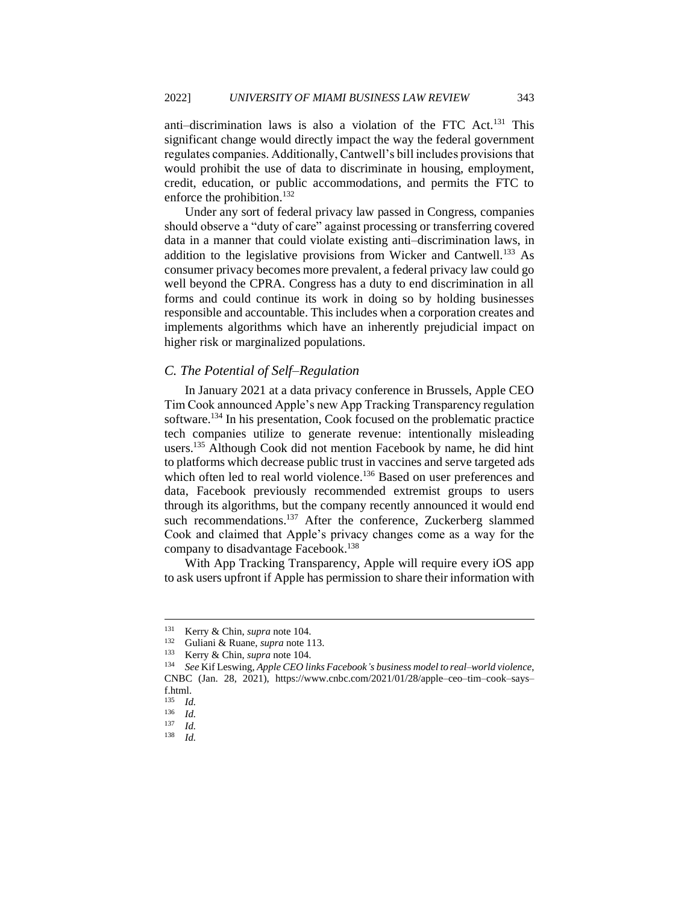anti–discrimination laws is also a violation of the FTC Act.[131] This significant change would directly impact the way the federal government regulates companies. Additionally, Cantwell's bill includes provisions that would prohibit the use of data to discriminate in housing, employment, credit, education, or public accommodations, and permits the FTC to enforce the prohibition.[132]

Under any sort of federal privacy law passed in Congress, companies should observe a "duty of care" against processing or transferring covered data in a manner that could violate existing anti–discrimination laws, in addition to the legislative provisions from Wicker and Cantwell.[133] As consumer privacy becomes more prevalent, a federal privacy law could go well beyond the CPRA. Congress has a duty to end discrimination in all forms and could continue its work in doing so by holding businesses responsible and accountable. This includes when a corporation creates and implements algorithms which have an inherently prejudicial impact on higher risk or marginalized populations.

### *C. The Potential of Self–Regulation*

In January 2021 at a data privacy conference in Brussels, Apple CEO Tim Cook announced Apple's new App Tracking Transparency regulation software.[134] In his presentation, Cook focused on the problematic practice tech companies utilize to generate revenue: intentionally misleading users.[135] Although Cook did not mention Facebook by name, he did hint to platforms which decrease public trust in vaccines and serve targeted ads which often led to real world violence.[136] Based on user preferences and data, Facebook previously recommended extremist groups to users through its algorithms, but the company recently announced it would end such recommendations.[137] After the conference, Zuckerberg slammed Cook and claimed that Apple's privacy changes come as a way for the company to disadvantage Facebook.[138]

With App Tracking Transparency, Apple will require every iOS app to ask users upfront if Apple has permission to share their information with

---

[131] Kerry & Chin, *supra* note 104.

[132] Guliani & Ruane, *supra* note 113.

[133] Kerry & Chin, *supra* note 104.

[134] *See* Kif Leswing, *Apple CEO links Facebook's business model to real–world violence*, CNBC (Jan. 28, 2021), https://www.cnbc.com/2021/01/28/apple–ceo–tim–cook–says–f.html.

[135] *Id.*

[136] *Id.*

[137] *Id.*

[138] *Id.*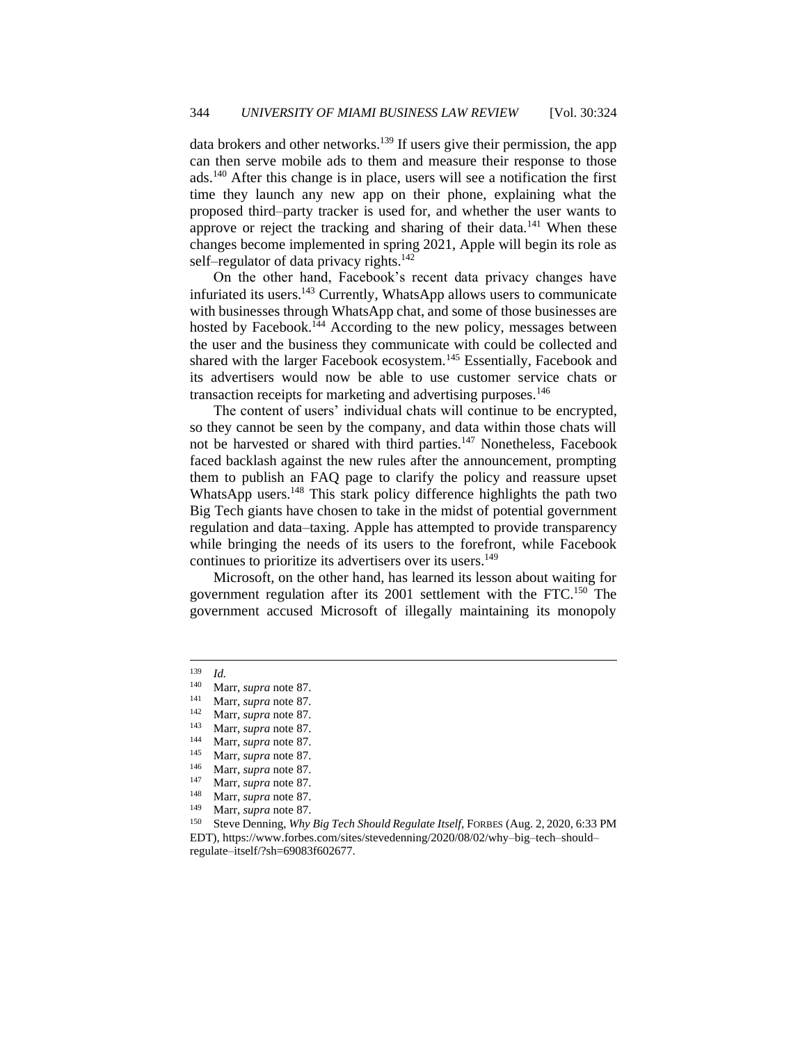data brokers and other networks.[139] If users give their permission, the app can then serve mobile ads to them and measure their response to those ads.[140] After this change is in place, users will see a notification the first time they launch any new app on their phone, explaining what the proposed third–party tracker is used for, and whether the user wants to approve or reject the tracking and sharing of their data.[141] When these changes become implemented in spring 2021, Apple will begin its role as self–regulator of data privacy rights.[142]

On the other hand, Facebook's recent data privacy changes have infuriated its users.[143] Currently, WhatsApp allows users to communicate with businesses through WhatsApp chat, and some of those businesses are hosted by Facebook.[144] According to the new policy, messages between the user and the business they communicate with could be collected and shared with the larger Facebook ecosystem.[145] Essentially, Facebook and its advertisers would now be able to use customer service chats or transaction receipts for marketing and advertising purposes.[146]

The content of users' individual chats will continue to be encrypted, so they cannot be seen by the company, and data within those chats will not be harvested or shared with third parties.[147] Nonetheless, Facebook faced backlash against the new rules after the announcement, prompting them to publish an FAQ page to clarify the policy and reassure upset WhatsApp users.[148] This stark policy difference highlights the path two Big Tech giants have chosen to take in the midst of potential government regulation and data–taxing. Apple has attempted to provide transparency while bringing the needs of its users to the forefront, while Facebook continues to prioritize its advertisers over its users.[149]

Microsoft, on the other hand, has learned its lesson about waiting for government regulation after its 2001 settlement with the FTC.[150] The government accused Microsoft of illegally maintaining its monopoly

---

[139] *Id.*

[140] Marr, *supra* note 87.

[141] Marr, *supra* note 87.

[142] Marr, *supra* note 87.

[143] Marr, *supra* note 87.

[144] Marr, *supra* note 87.

[145] Marr, *supra* note 87.

[146] Marr, *supra* note 87.

[147] Marr, *supra* note 87.

[148] Marr, *supra* note 87.

[149] Marr, *supra* note 87.

[150] Steve Denning, *Why Big Tech Should Regulate Itself*, FORBES (Aug. 2, 2020, 6:33 PM EDT), https://www.forbes.com/sites/stevedenning/2020/08/02/why–big–tech–should–regulate–itself/?sh=69083f602677.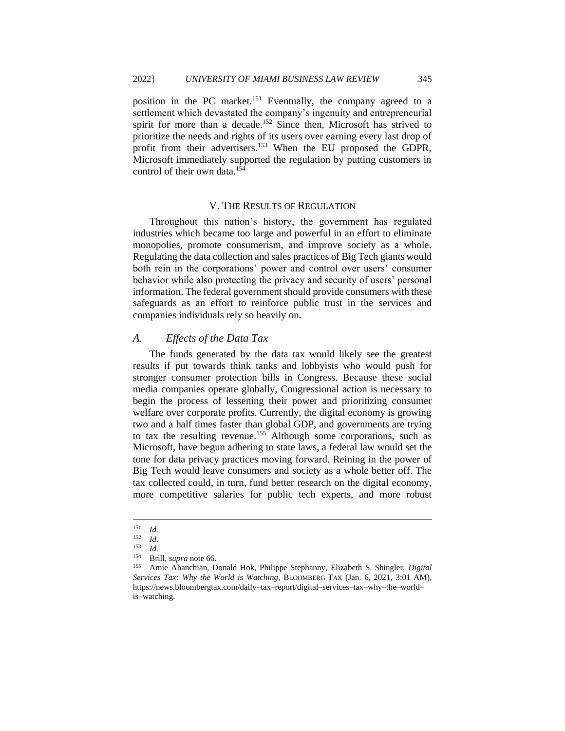position in the PC market.[151] Eventually, the company agreed to a settlement which devastated the company's ingenuity and entrepreneurial spirit for more than a decade.[152] Since then, Microsoft has strived to prioritize the needs and rights of its users over earning every last drop of profit from their advertisers.[153] When the EU proposed the GDPR, Microsoft immediately supported the regulation by putting customers in control of their own data.[154]

## V. THE RESULTS OF REGULATION

Throughout this nation's history, the government has regulated industries which became too large and powerful in an effort to eliminate monopolies, promote consumerism, and improve society as a whole. Regulating the data collection and sales practices of Big Tech giants would both rein in the corporations' power and control over users' consumer behavior while also protecting the privacy and security of users' personal information. The federal government should provide consumers with these safeguards as an effort to reinforce public trust in the services and companies individuals rely so heavily on.

### *A. Effects of the Data Tax*

The funds generated by the data tax would likely see the greatest results if put towards think tanks and lobbyists who would push for stronger consumer protection bills in Congress. Because these social media companies operate globally, Congressional action is necessary to begin the process of lessening their power and prioritizing consumer welfare over corporate profits. Currently, the digital economy is growing two and a half times faster than global GDP, and governments are trying to tax the resulting revenue.[155] Although some corporations, such as Microsoft, have begun adhering to state laws, a federal law would set the tone for data privacy practices moving forward. Reining in the power of Big Tech would leave consumers and society as a whole better off. The tax collected could, in turn, fund better research on the digital economy, more competitive salaries for public tech experts, and more robust

---

[151] *Id.*

[152] *Id.*

[153] *Id.*

[154] Brill, *supra* note 66.

[155] Amie Ahanchian, Donald Hok, Philippe Stephanny, Elizabeth S. Shingler, *Digital Services Tax: Why the World is Watching*, BLOOMBERG TAX (Jan. 6, 2021, 3:01 AM), https://news.bloombergtax.com/daily–tax–report/digital–services–tax–why–the–world–is–watching.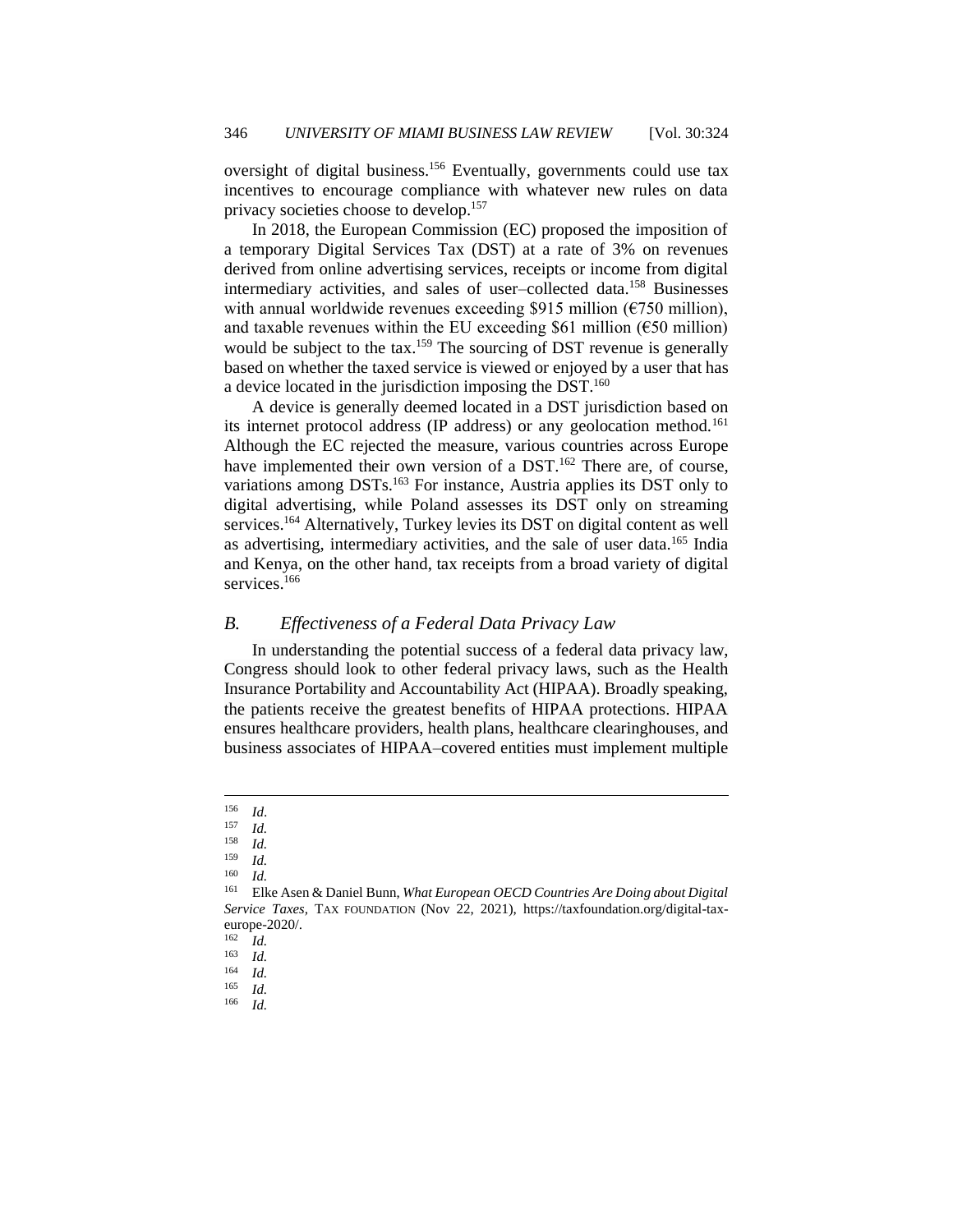oversight of digital business.[156] Eventually, governments could use tax incentives to encourage compliance with whatever new rules on data privacy societies choose to develop.[157]

In 2018, the European Commission (EC) proposed the imposition of a temporary Digital Services Tax (DST) at a rate of 3% on revenues derived from online advertising services, receipts or income from digital intermediary activities, and sales of user–collected data.[158] Businesses with annual worldwide revenues exceeding $915 million (€750 million), and taxable revenues within the EU exceeding $61 million (€50 million) would be subject to the tax.[159] The sourcing of DST revenue is generally based on whether the taxed service is viewed or enjoyed by a user that has a device located in the jurisdiction imposing the DST.[160]

A device is generally deemed located in a DST jurisdiction based on its internet protocol address (IP address) or any geolocation method.[161] Although the EC rejected the measure, various countries across Europe have implemented their own version of a DST.[162] There are, of course, variations among DSTs.[163] For instance, Austria applies its DST only to digital advertising, while Poland assesses its DST only on streaming services.[164] Alternatively, Turkey levies its DST on digital content as well as advertising, intermediary activities, and the sale of user data.[165] India and Kenya, on the other hand, tax receipts from a broad variety of digital services.[166]

### *B. Effectiveness of a Federal Data Privacy Law*

In understanding the potential success of a federal data privacy law, Congress should look to other federal privacy laws, such as the Health Insurance Portability and Accountability Act (HIPAA). Broadly speaking, the patients receive the greatest benefits of HIPAA protections. HIPAA ensures healthcare providers, health plans, healthcare clearinghouses, and business associates of HIPAA–covered entities must implement multiple

---

[156] *Id.*
[157] *Id.*
[158] *Id.*
[159] *Id.*
[160] *Id.*
[161] Elke Asen & Daniel Bunn, *What European OECD Countries Are Doing about Digital Service Taxes*, TAX FOUNDATION (Nov 22, 2021), https://taxfoundation.org/digital-tax-europe-2020/.
[162] *Id.*
[163] *Id.*
[164] *Id.*
[165] *Id.*
[166] *Id.*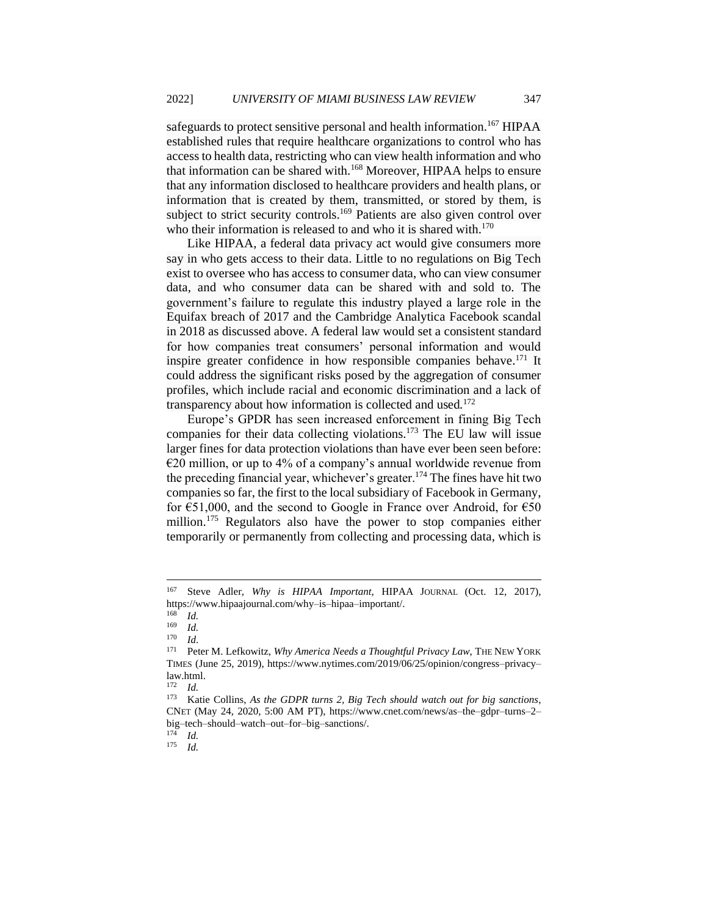safeguards to protect sensitive personal and health information.[167] HIPAA established rules that require healthcare organizations to control who has access to health data, restricting who can view health information and who that information can be shared with.[168] Moreover, HIPAA helps to ensure that any information disclosed to healthcare providers and health plans, or information that is created by them, transmitted, or stored by them, is subject to strict security controls.[169] Patients are also given control over who their information is released to and who it is shared with.[170]

Like HIPAA, a federal data privacy act would give consumers more say in who gets access to their data. Little to no regulations on Big Tech exist to oversee who has access to consumer data, who can view consumer data, and who consumer data can be shared with and sold to. The government's failure to regulate this industry played a large role in the Equifax breach of 2017 and the Cambridge Analytica Facebook scandal in 2018 as discussed above. A federal law would set a consistent standard for how companies treat consumers' personal information and would inspire greater confidence in how responsible companies behave.[171] It could address the significant risks posed by the aggregation of consumer profiles, which include racial and economic discrimination and a lack of transparency about how information is collected and used.[172]

Europe's GPDR has seen increased enforcement in fining Big Tech companies for their data collecting violations.[173] The EU law will issue larger fines for data protection violations than have ever been seen before: €20 million, or up to 4% of a company's annual worldwide revenue from the preceding financial year, whichever's greater.[174] The fines have hit two companies so far, the first to the local subsidiary of Facebook in Germany, for €51,000, and the second to Google in France over Android, for €50 million.[175] Regulators also have the power to stop companies either temporarily or permanently from collecting and processing data, which is

---

[167] Steve Adler, *Why is HIPAA Important*, HIPAA JOURNAL (Oct. 12, 2017), https://www.hipaajournal.com/why–is–hipaa–important/.

[168] *Id.*

[169] *Id.*

[170] *Id.*

[171] Peter M. Lefkowitz, *Why America Needs a Thoughtful Privacy Law*, THE NEW YORK TIMES (June 25, 2019), https://www.nytimes.com/2019/06/25/opinion/congress–privacy–law.html.

[172] *Id.*

[173] Katie Collins, *As the GDPR turns 2, Big Tech should watch out for big sanctions*, CNET (May 24, 2020, 5:00 AM PT), https://www.cnet.com/news/as–the–gdpr–turns–2–big–tech–should–watch–out–for–big–sanctions/.

[174] *Id.*

[175] *Id.*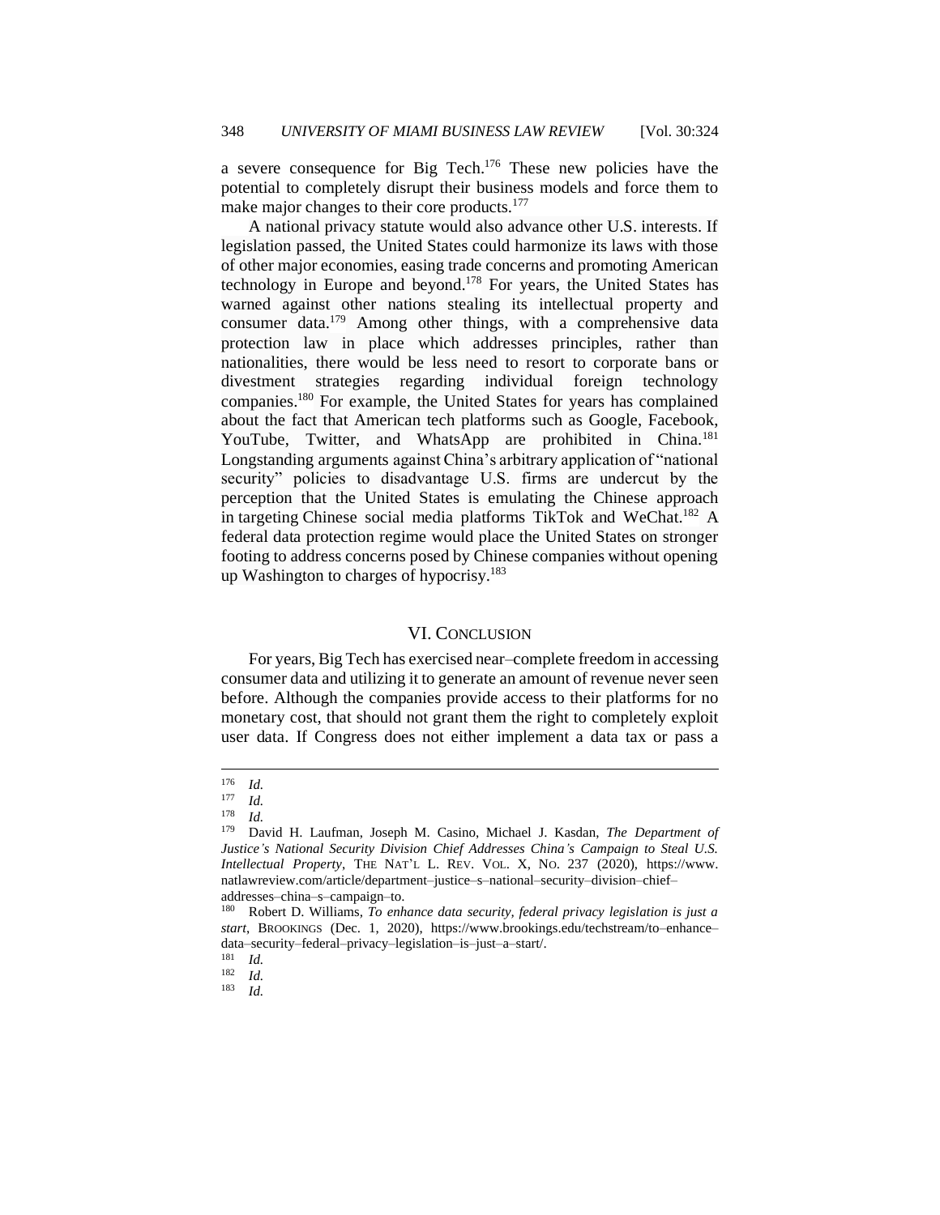a severe consequence for Big Tech.[176] These new policies have the potential to completely disrupt their business models and force them to make major changes to their core products.[177]

A national privacy statute would also advance other U.S. interests. If legislation passed, the United States could harmonize its laws with those of other major economies, easing trade concerns and promoting American technology in Europe and beyond.[178] For years, the United States has warned against other nations stealing its intellectual property and consumer data.[179] Among other things, with a comprehensive data protection law in place which addresses principles, rather than nationalities, there would be less need to resort to corporate bans or divestment strategies regarding individual foreign technology companies.[180] For example, the United States for years has complained about the fact that American tech platforms such as Google, Facebook, YouTube, Twitter, and WhatsApp are prohibited in China.[181] Longstanding arguments against China's arbitrary application of "national security" policies to disadvantage U.S. firms are undercut by the perception that the United States is emulating the Chinese approach in targeting Chinese social media platforms TikTok and WeChat.[182] A federal data protection regime would place the United States on stronger footing to address concerns posed by Chinese companies without opening up Washington to charges of hypocrisy.[183]

## VI. Conclusion

For years, Big Tech has exercised near–complete freedom in accessing consumer data and utilizing it to generate an amount of revenue never seen before. Although the companies provide access to their platforms for no monetary cost, that should not grant them the right to completely exploit user data. If Congress does not either implement a data tax or pass a

---

[176] *Id.*

[177] *Id.*

[178] *Id.*

[179] David H. Laufman, Joseph M. Casino, Michael J. Kasdan, *The Department of Justice's National Security Division Chief Addresses China's Campaign to Steal U.S. Intellectual Property*, THE NAT'L L. REV. VOL. X, NO. 237 (2020), https://www.natlawreview.com/article/department–justice–s–national–security–division–chief–addresses–china–s–campaign–to.

[180] Robert D. Williams, *To enhance data security, federal privacy legislation is just a start*, BROOKINGS (Dec. 1, 2020), https://www.brookings.edu/techstream/to–enhance–data–security–federal–privacy–legislation–is–just–a–start/.

[181] *Id.*

[182] *Id.*

[183] *Id.*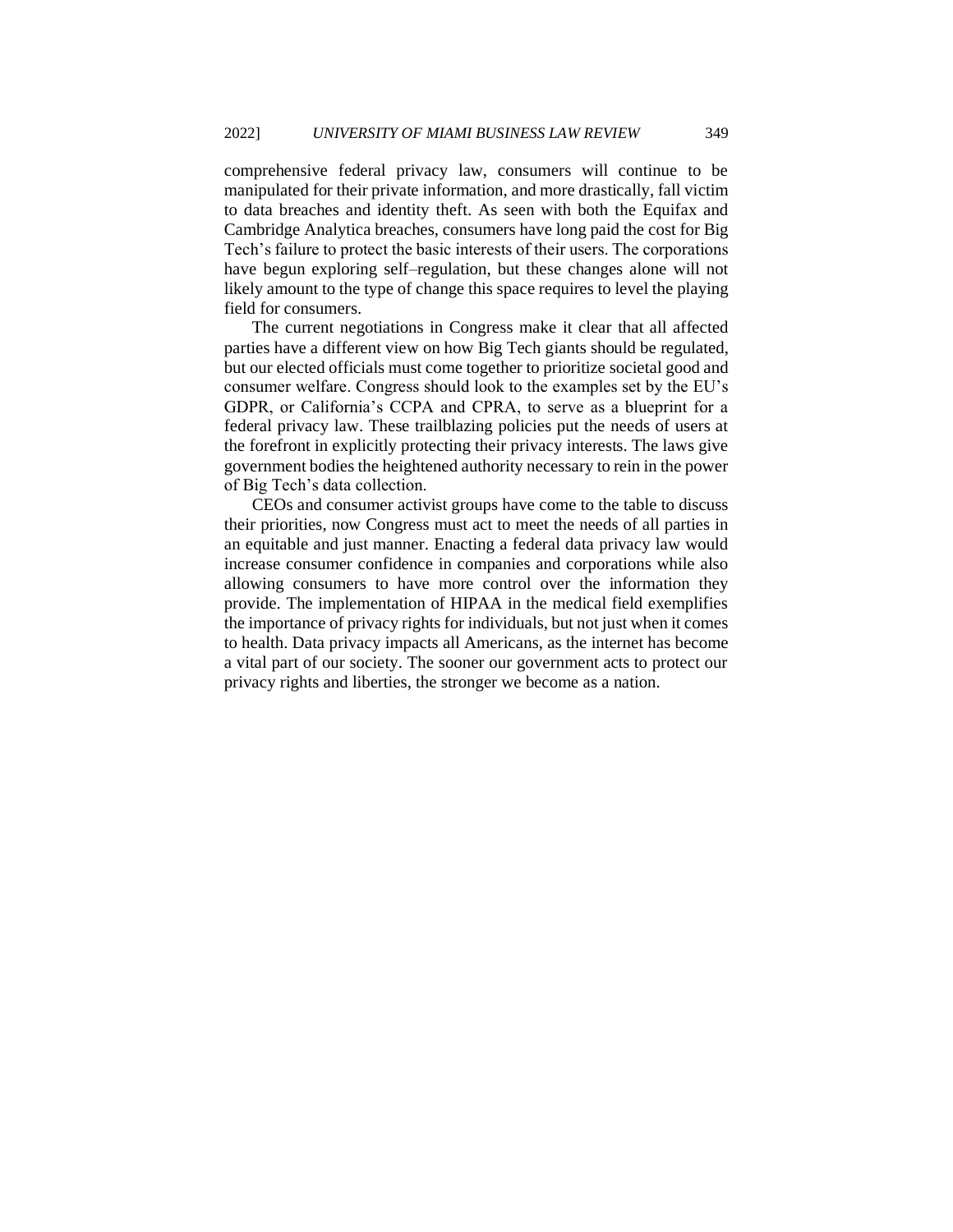comprehensive federal privacy law, consumers will continue to be manipulated for their private information, and more drastically, fall victim to data breaches and identity theft. As seen with both the Equifax and Cambridge Analytica breaches, consumers have long paid the cost for Big Tech's failure to protect the basic interests of their users. The corporations have begun exploring self–regulation, but these changes alone will not likely amount to the type of change this space requires to level the playing field for consumers.

The current negotiations in Congress make it clear that all affected parties have a different view on how Big Tech giants should be regulated, but our elected officials must come together to prioritize societal good and consumer welfare. Congress should look to the examples set by the EU's GDPR, or California's CCPA and CPRA, to serve as a blueprint for a federal privacy law. These trailblazing policies put the needs of users at the forefront in explicitly protecting their privacy interests. The laws give government bodies the heightened authority necessary to rein in the power of Big Tech's data collection.

CEOs and consumer activist groups have come to the table to discuss their priorities, now Congress must act to meet the needs of all parties in an equitable and just manner. Enacting a federal data privacy law would increase consumer confidence in companies and corporations while also allowing consumers to have more control over the information they provide. The implementation of HIPAA in the medical field exemplifies the importance of privacy rights for individuals, but not just when it comes to health. Data privacy impacts all Americans, as the internet has become a vital part of our society. The sooner our government acts to protect our privacy rights and liberties, the stronger we become as a nation.